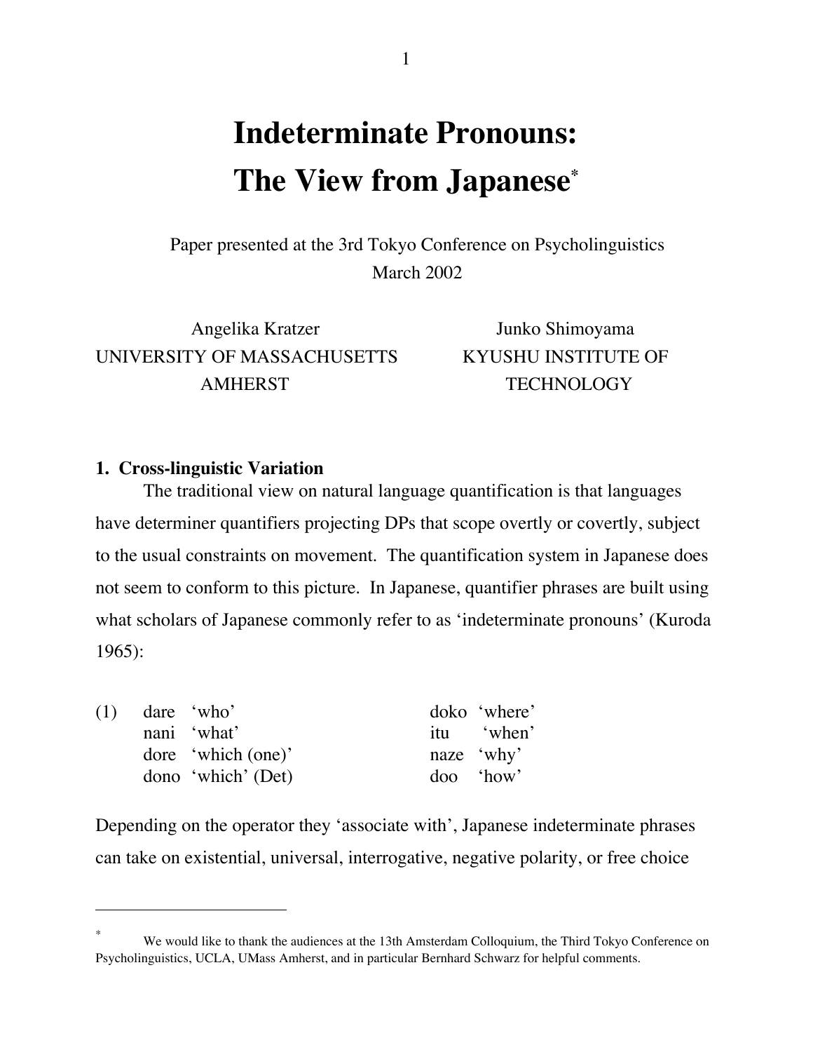# Indeterminate Pronouns: The View from Japanese[*]

Paper presented at the 3rd Tokyo Conference on Psycholinguistics
March 2002

Angelika Kratzer
UNIVERSITY OF MASSACHUSETTS AMHERST

Junko Shimoyama
KYUSHU INSTITUTE OF TECHNOLOGY

## 1. Cross-linguistic Variation

The traditional view on natural language quantification is that languages have determiner quantifiers projecting DPs that scope overtly or covertly, subject to the usual constraints on movement. The quantification system in Japanese does not seem to conform to this picture. In Japanese, quantifier phrases are built using what scholars of Japanese commonly refer to as 'indeterminate pronouns' (Kuroda 1965):

(1)

| | | | |
|---|---|---|---|
| dare | 'who' | doko | 'where' |
| nani | 'what' | itu | 'when' |
| dore | 'which (one)' | naze | 'why' |
| dono | 'which' (Det) | doo | 'how' |

Depending on the operator they 'associate with', Japanese indeterminate phrases can take on existential, universal, interrogative, negative polarity, or free choice

---

[*] We would like to thank the audiences at the 13th Amsterdam Colloquium, the Third Tokyo Conference on Psycholinguistics, UCLA, UMass Amherst, and in particular Bernhard Schwarz for helpful comments.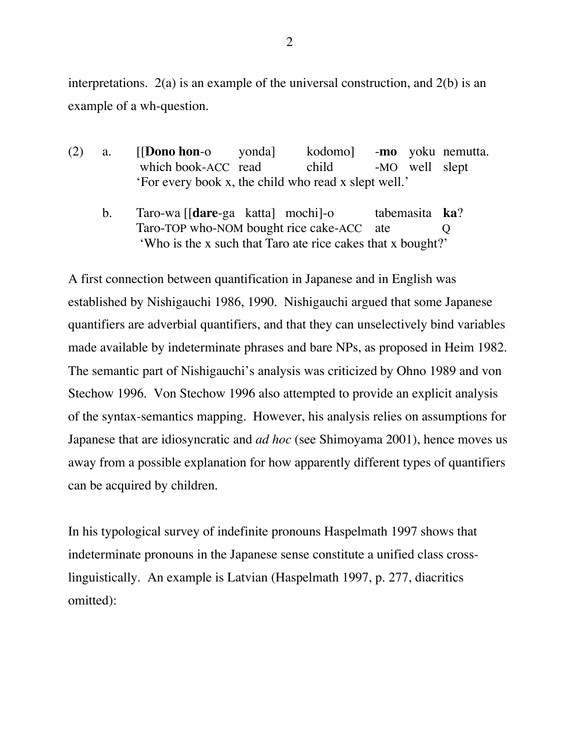interpretations. 2(a) is an example of the universal construction, and 2(b) is an example of a wh-question.

(2) a. [[**Dono hon**-o yonda] kodomo] -**mo** yoku nemutta.
which book-ACC read child -MO well slept
'For every book x, the child who read x slept well.'

b. Taro-wa [[**dare**-ga katta] mochi]-o tabemasita **ka**?
Taro-TOP who-NOM bought rice cake-ACC ate Q
'Who is the x such that Taro ate rice cakes that x bought?'

A first connection between quantification in Japanese and in English was established by Nishigauchi 1986, 1990. Nishigauchi argued that some Japanese quantifiers are adverbial quantifiers, and that they can unselectively bind variables made available by indeterminate phrases and bare NPs, as proposed in Heim 1982. The semantic part of Nishigauchi's analysis was criticized by Ohno 1989 and von Stechow 1996. Von Stechow 1996 also attempted to provide an explicit analysis of the syntax-semantics mapping. However, his analysis relies on assumptions for Japanese that are idiosyncratic and *ad hoc* (see Shimoyama 2001), hence moves us away from a possible explanation for how apparently different types of quantifiers can be acquired by children.

In his typological survey of indefinite pronouns Haspelmath 1997 shows that indeterminate pronouns in the Japanese sense constitute a unified class cross-linguistically. An example is Latvian (Haspelmath 1997, p. 277, diacritics omitted):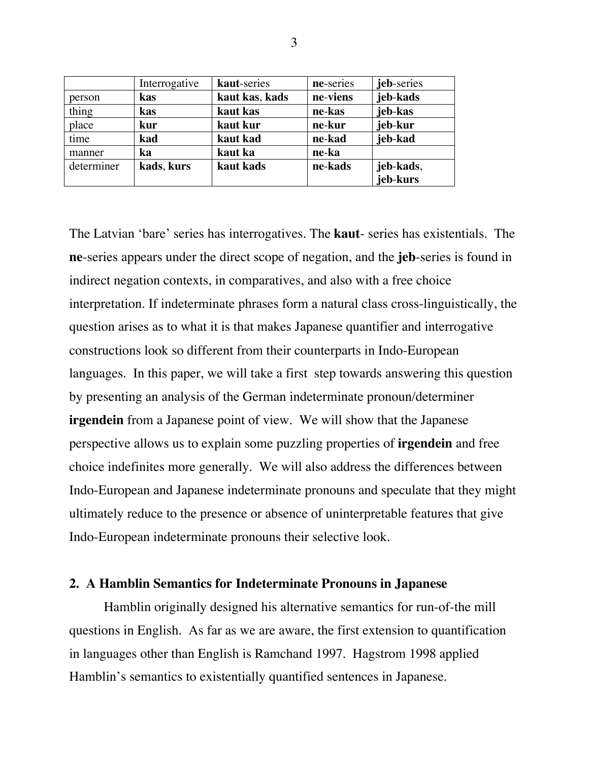| | Interrogative | **kaut**-series | **ne**-series | **jeb**-series |
|---|---|---|---|---|
| person | **kas** | **kaut kas**, **kads** | **ne-viens** | **jeb-kads** |
| thing | **kas** | **kaut kas** | **ne-kas** | **jeb-kas** |
| place | **kur** | **kaut kur** | **ne-kur** | **jeb-kur** |
| time | **kad** | **kaut kad** | **ne-kad** | **jeb-kad** |
| manner | **ka** | **kaut ka** | **ne-ka** | |
| determiner | **kads**, **kurs** | **kaut kads** | **ne-kads** | **jeb-kads**, **jeb-kurs** |

The Latvian 'bare' series has interrogatives. The **kaut**- series has existentials. The **ne**-series appears under the direct scope of negation, and the **jeb**-series is found in indirect negation contexts, in comparatives, and also with a free choice interpretation. If indeterminate phrases form a natural class cross-linguistically, the question arises as to what it is that makes Japanese quantifier and interrogative constructions look so different from their counterparts in Indo-European languages. In this paper, we will take a first step towards answering this question by presenting an analysis of the German indeterminate pronoun/determiner **irgendein** from a Japanese point of view. We will show that the Japanese perspective allows us to explain some puzzling properties of **irgendein** and free choice indefinites more generally. We will also address the differences between Indo-European and Japanese indeterminate pronouns and speculate that they might ultimately reduce to the presence or absence of uninterpretable features that give Indo-European indeterminate pronouns their selective look.

## 2. A Hamblin Semantics for Indeterminate Pronouns in Japanese

Hamblin originally designed his alternative semantics for run-of-the mill questions in English. As far as we are aware, the first extension to quantification in languages other than English is Ramchand 1997. Hagstrom 1998 applied Hamblin's semantics to existentially quantified sentences in Japanese.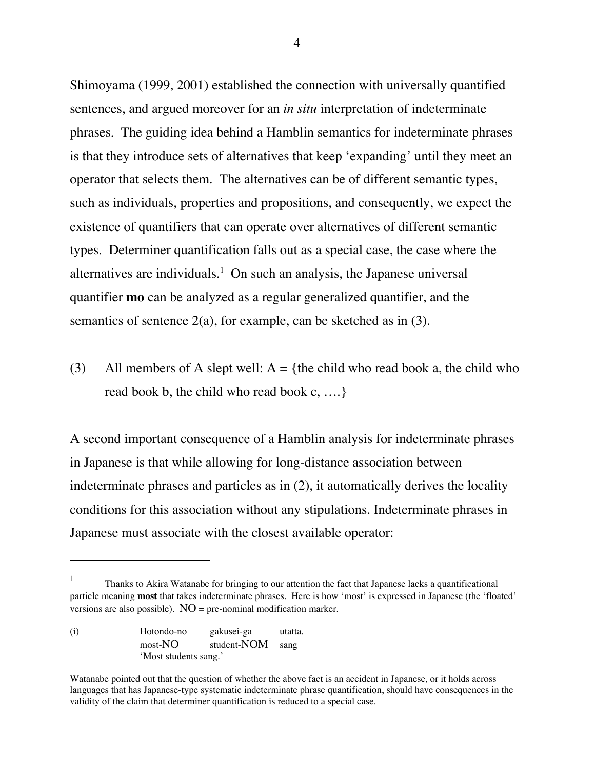Shimoyama (1999, 2001) established the connection with universally quantified sentences, and argued moreover for an *in situ* interpretation of indeterminate phrases. The guiding idea behind a Hamblin semantics for indeterminate phrases is that they introduce sets of alternatives that keep 'expanding' until they meet an operator that selects them. The alternatives can be of different semantic types, such as individuals, properties and propositions, and consequently, we expect the existence of quantifiers that can operate over alternatives of different semantic types. Determiner quantification falls out as a special case, the case where the alternatives are individuals.[1] On such an analysis, the Japanese universal quantifier **mo** can be analyzed as a regular generalized quantifier, and the semantics of sentence 2(a), for example, can be sketched as in (3).

(3) All members of A slept well: A = {the child who read book a, the child who read book b, the child who read book c, ….}

A second important consequence of a Hamblin analysis for indeterminate phrases in Japanese is that while allowing for long-distance association between indeterminate phrases and particles as in (2), it automatically derives the locality conditions for this association without any stipulations. Indeterminate phrases in Japanese must associate with the closest available operator:

---

[1] Thanks to Akira Watanabe for bringing to our attention the fact that Japanese lacks a quantificational particle meaning **most** that takes indeterminate phrases. Here is how 'most' is expressed in Japanese (the 'floated' versions are also possible). NO = pre-nominal modification marker.

(i) Hotondo-no gakusei-ga utatta.
most-NO student-NOM sang
'Most students sang.'

Watanabe pointed out that the question of whether the above fact is an accident in Japanese, or it holds across languages that has Japanese-type systematic indeterminate phrase quantification, should have consequences in the validity of the claim that determiner quantification is reduced to a special case.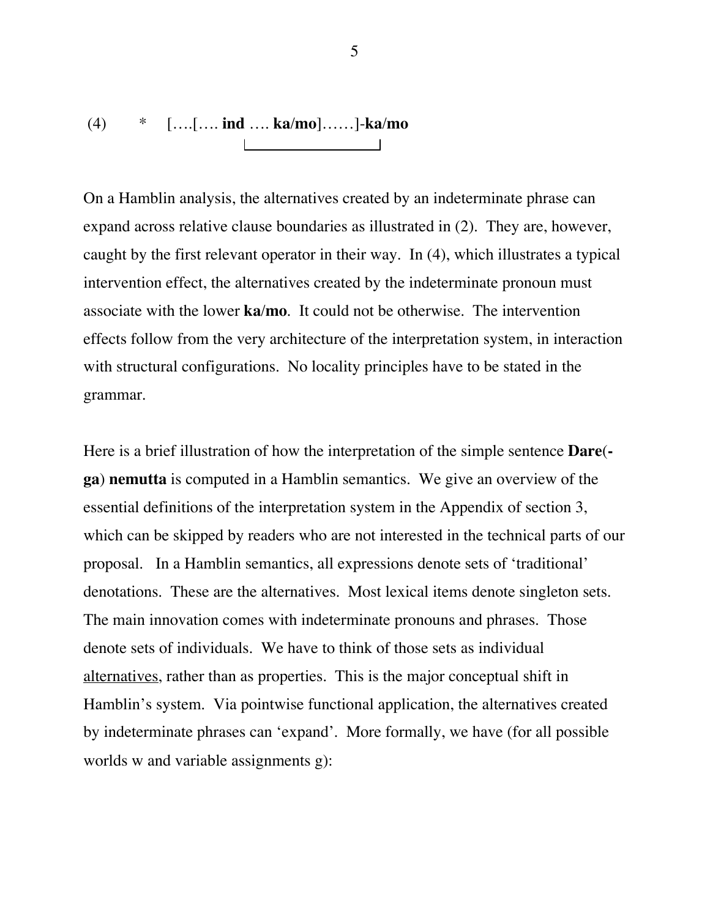(4)  *  [….[…. **ind** …. **ka/mo**]……]-**ka/mo**

On a Hamblin analysis, the alternatives created by an indeterminate phrase can expand across relative clause boundaries as illustrated in (2). They are, however, caught by the first relevant operator in their way. In (4), which illustrates a typical intervention effect, the alternatives created by the indeterminate pronoun must associate with the lower **ka/mo**. It could not be otherwise. The intervention effects follow from the very architecture of the interpretation system, in interaction with structural configurations. No locality principles have to be stated in the grammar.

Here is a brief illustration of how the interpretation of the simple sentence **Dare**(**-ga**) **nemutta** is computed in a Hamblin semantics. We give an overview of the essential definitions of the interpretation system in the Appendix of section 3, which can be skipped by readers who are not interested in the technical parts of our proposal. In a Hamblin semantics, all expressions denote sets of 'traditional' denotations. These are the alternatives. Most lexical items denote singleton sets. The main innovation comes with indeterminate pronouns and phrases. Those denote sets of individuals. We have to think of those sets as individual alternatives, rather than as properties. This is the major conceptual shift in Hamblin's system. Via pointwise functional application, the alternatives created by indeterminate phrases can 'expand'. More formally, we have (for all possible worlds w and variable assignments g):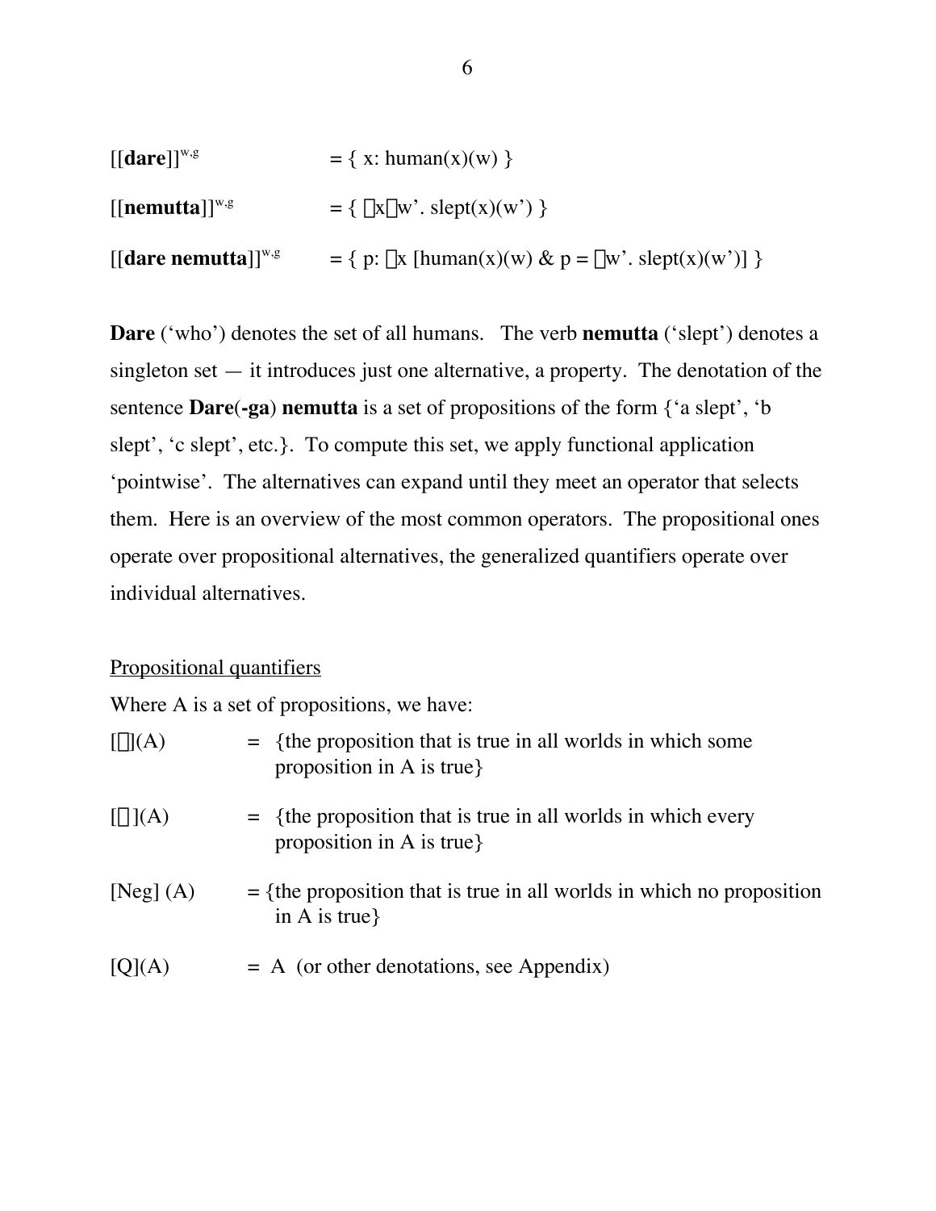$[[\textbf{dare}]]^{w,g} = \{ x: \text{human}(x)(w) \}$

$[[\textbf{nemutta}]]^{w,g} = \{ \lambda x\lambda w'. \text{slept}(x)(w') \}$

$[[\textbf{dare nemutta}]]^{w,g} = \{ p: \exists x\, [\text{human}(x)(w)\ \&\ p = \lambda w'. \text{slept}(x)(w')] \}$

**Dare** (‘who’) denotes the set of all humans. The verb **nemutta** (‘slept’) denotes a singleton set — it introduces just one alternative, a property. The denotation of the sentence **Dare**(**-ga**) **nemutta** is a set of propositions of the form {‘a slept’, ‘b slept’, ‘c slept’, etc.}. To compute this set, we apply functional application ‘pointwise’. The alternatives can expand until they meet an operator that selects them. Here is an overview of the most common operators. The propositional ones operate over propositional alternatives, the generalized quantifiers operate over individual alternatives.

<u>Propositional quantifiers</u>

Where A is a set of propositions, we have:

$[\exists](A)$ = {the proposition that is true in all worlds in which some proposition in A is true}

$[\forall](A)$ = {the proposition that is true in all worlds in which every proposition in A is true}

[Neg] (A) = {the proposition that is true in all worlds in which no proposition in A is true}

[Q](A) = A (or other denotations, see Appendix)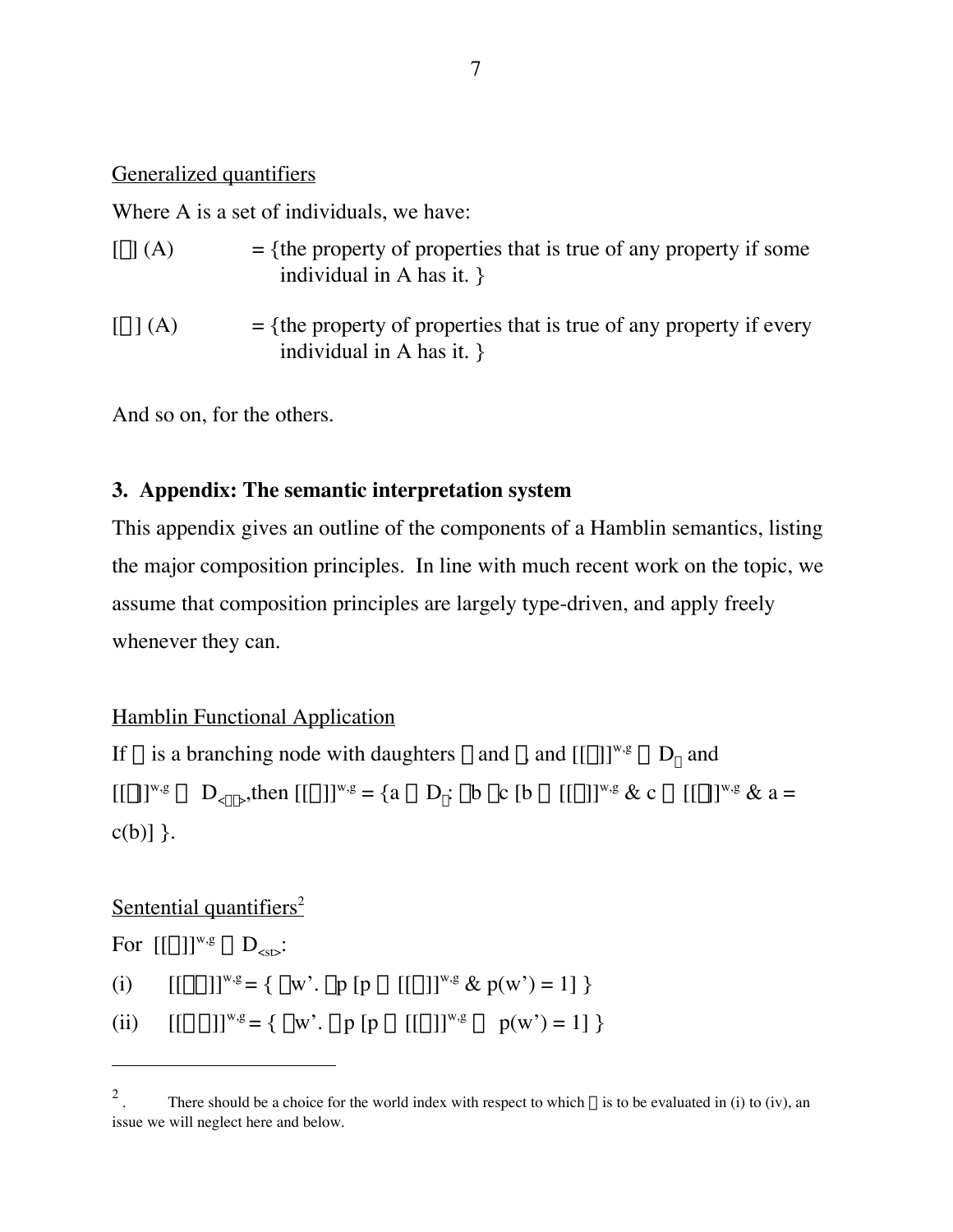Generalized quantifiers

Where A is a set of individuals, we have:

$[\exists]$ (A) = {the property of properties that is true of any property if some individual in A has it. }

$[\forall]$ (A) = {the property of properties that is true of any property if every individual in A has it. }

And so on, for the others.

## 3. Appendix: The semantic interpretation system

This appendix gives an outline of the components of a Hamblin semantics, listing the major composition principles. In line with much recent work on the topic, we assume that composition principles are largely type-driven, and apply freely whenever they can.

Hamblin Functional Application

If $\alpha$ is a branching node with daughters $\beta$ and $\gamma$, and $[[\beta]]^{w,g} \subseteq D_{\sigma}$ and $[[\gamma]]^{w,g} \subseteq D_{<\sigma\tau>}$, then $[[\alpha]]^{w,g} = \{a \in D_{\tau}: \exists b \exists c\, [b \in [[\beta]]^{w,g}\ \&\ c \in [[\gamma]]^{w,g}\ \&\ a = c(b)]\}$.

Sentential quantifiers[2]

For $[[\alpha]]^{w,g} \subseteq D_{<st>}$:

(i) $[[\exists\alpha]]^{w,g} = \{\lambda w'.\ \exists p\, [p \in [[\alpha]]^{w,g}\ \&\ p(w') = 1]\}$

(ii) $[[\forall\alpha]]^{w,g} = \{\lambda w'.\ \forall p\, [p \in [[\alpha]]^{w,g} \rightarrow p(w') = 1]\}$

---

2. There should be a choice for the world index with respect to which $\alpha$ is to be evaluated in (i) to (iv), an issue we will neglect here and below.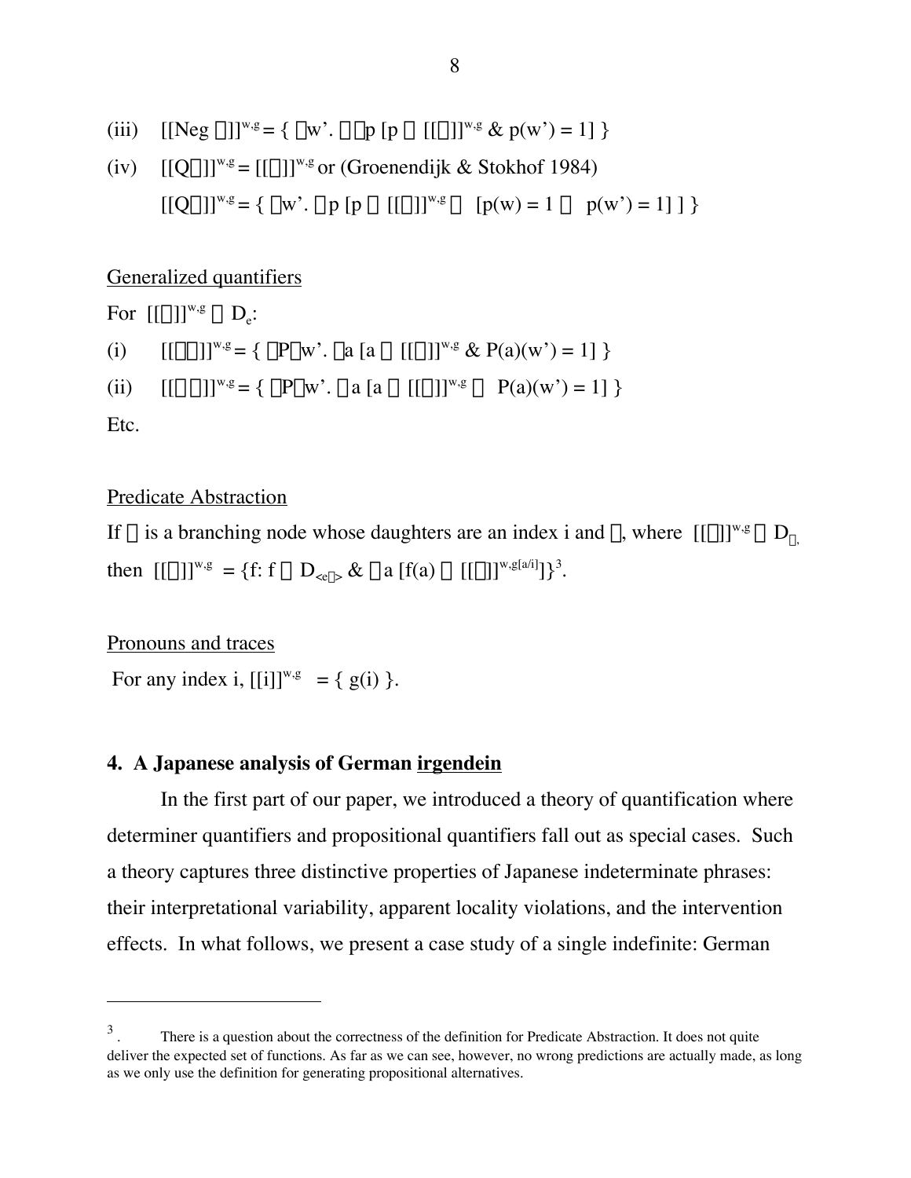(iii) $[[\text{Neg } \alpha]]^{w,g} = \{ \lambda w'. \neg\exists p \, [p \in [[\alpha]]^{w,g} \;\&\; p(w') = 1] \}$

(iv) $[[\text{Q}\alpha]]^{w,g} = [[\alpha]]^{w,g}$ or (Groenendijk & Stokhof 1984)

$[[\text{Q}\alpha]]^{w,g} = \{ \lambda w'. \forall p \, [p \in [[\alpha]]^{w,g} \rightarrow [p(w) = 1 \leftrightarrow p(w') = 1] ] \}$

Generalized quantifiers

For $[[\alpha]]^{w,g} \subseteq D_e$:

(i) $[[\exists\alpha]]^{w,g} = \{ \lambda P \lambda w'. \exists a \, [a \in [[\alpha]]^{w,g} \;\&\; P(a)(w') = 1] \}$

(ii) $[[\forall\alpha]]^{w,g} = \{ \lambda P \lambda w'. \forall a \, [a \in [[\alpha]]^{w,g} \rightarrow P(a)(w') = 1] \}$

Etc.

Predicate Abstraction

If $\alpha$ is a branching node whose daughters are an index i and $\beta$, where $[[\beta]]^{w,g} \subseteq D_{\sigma}$, then $[[\alpha]]^{w,g} = \{f: f \in D_{<e\sigma>} \;\&\; \forall a \, [f(a) \in [[\beta]]^{w,g[a/i]}]\}$[3].

Pronouns and traces

For any index i, $[[i]]^{w,g} = \{ g(i) \}$.

## 4. A Japanese analysis of German irgendein

In the first part of our paper, we introduced a theory of quantification where determiner quantifiers and propositional quantifiers fall out as special cases. Such a theory captures three distinctive properties of Japanese indeterminate phrases: their interpretational variability, apparent locality violations, and the intervention effects. In what follows, we present a case study of a single indefinite: German

---

[3]. There is a question about the correctness of the definition for Predicate Abstraction. It does not quite deliver the expected set of functions. As far as we can see, however, no wrong predictions are actually made, as long as we only use the definition for generating propositional alternatives.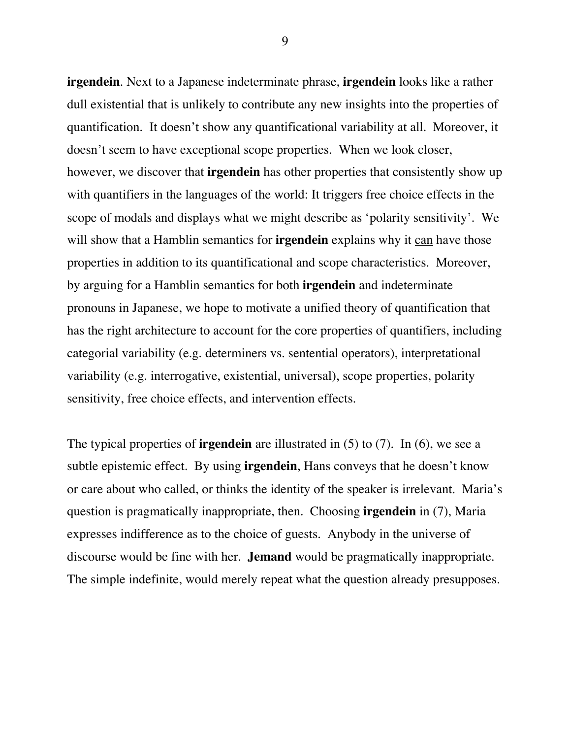**irgendein**. Next to a Japanese indeterminate phrase, **irgendein** looks like a rather dull existential that is unlikely to contribute any new insights into the properties of quantification. It doesn't show any quantificational variability at all. Moreover, it doesn't seem to have exceptional scope properties. When we look closer, however, we discover that **irgendein** has other properties that consistently show up with quantifiers in the languages of the world: It triggers free choice effects in the scope of modals and displays what we might describe as 'polarity sensitivity'. We will show that a Hamblin semantics for **irgendein** explains why it <u>can</u> have those properties in addition to its quantificational and scope characteristics. Moreover, by arguing for a Hamblin semantics for both **irgendein** and indeterminate pronouns in Japanese, we hope to motivate a unified theory of quantification that has the right architecture to account for the core properties of quantifiers, including categorial variability (e.g. determiners vs. sentential operators), interpretational variability (e.g. interrogative, existential, universal), scope properties, polarity sensitivity, free choice effects, and intervention effects.

The typical properties of **irgendein** are illustrated in (5) to (7). In (6), we see a subtle epistemic effect. By using **irgendein**, Hans conveys that he doesn't know or care about who called, or thinks the identity of the speaker is irrelevant. Maria's question is pragmatically inappropriate, then. Choosing **irgendein** in (7), Maria expresses indifference as to the choice of guests. Anybody in the universe of discourse would be fine with her. **Jemand** would be pragmatically inappropriate. The simple indefinite, would merely repeat what the question already presupposes.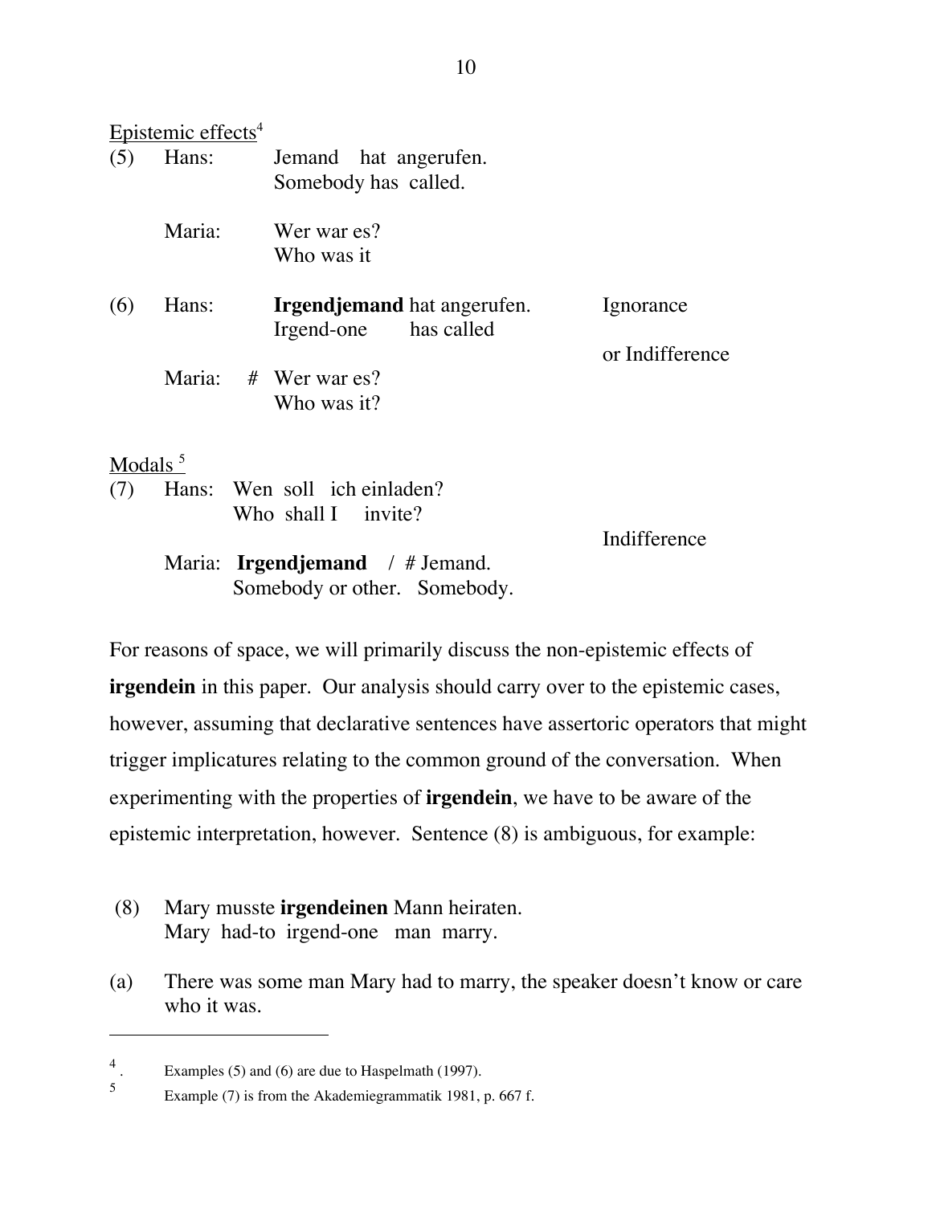Epistemic effects[4]

(5) Hans: Jemand hat angerufen.
Somebody has called.

Maria: Wer war es?
Who was it

(6) Hans: **Irgendjemand** hat angerufen. — Ignorance or Indifference
Irgend-one has called

Maria: # Wer war es?
Who was it?

Modals [5]

(7) Hans: Wen soll ich einladen?
Who shall I invite?

Maria: **Irgendjemand** / # Jemand. — Indifference
Somebody or other. Somebody.

For reasons of space, we will primarily discuss the non-epistemic effects of **irgendein** in this paper. Our analysis should carry over to the epistemic cases, however, assuming that declarative sentences have assertoric operators that might trigger implicatures relating to the common ground of the conversation. When experimenting with the properties of **irgendein**, we have to be aware of the epistemic interpretation, however. Sentence (8) is ambiguous, for example:

(8) Mary musste **irgendeinen** Mann heiraten.
Mary had-to irgend-one man marry.

(a) There was some man Mary had to marry, the speaker doesn't know or care who it was.

---

[4]. Examples (5) and (6) are due to Haspelmath (1997).

[5] Example (7) is from the Akademiegrammatik 1981, p. 667 f.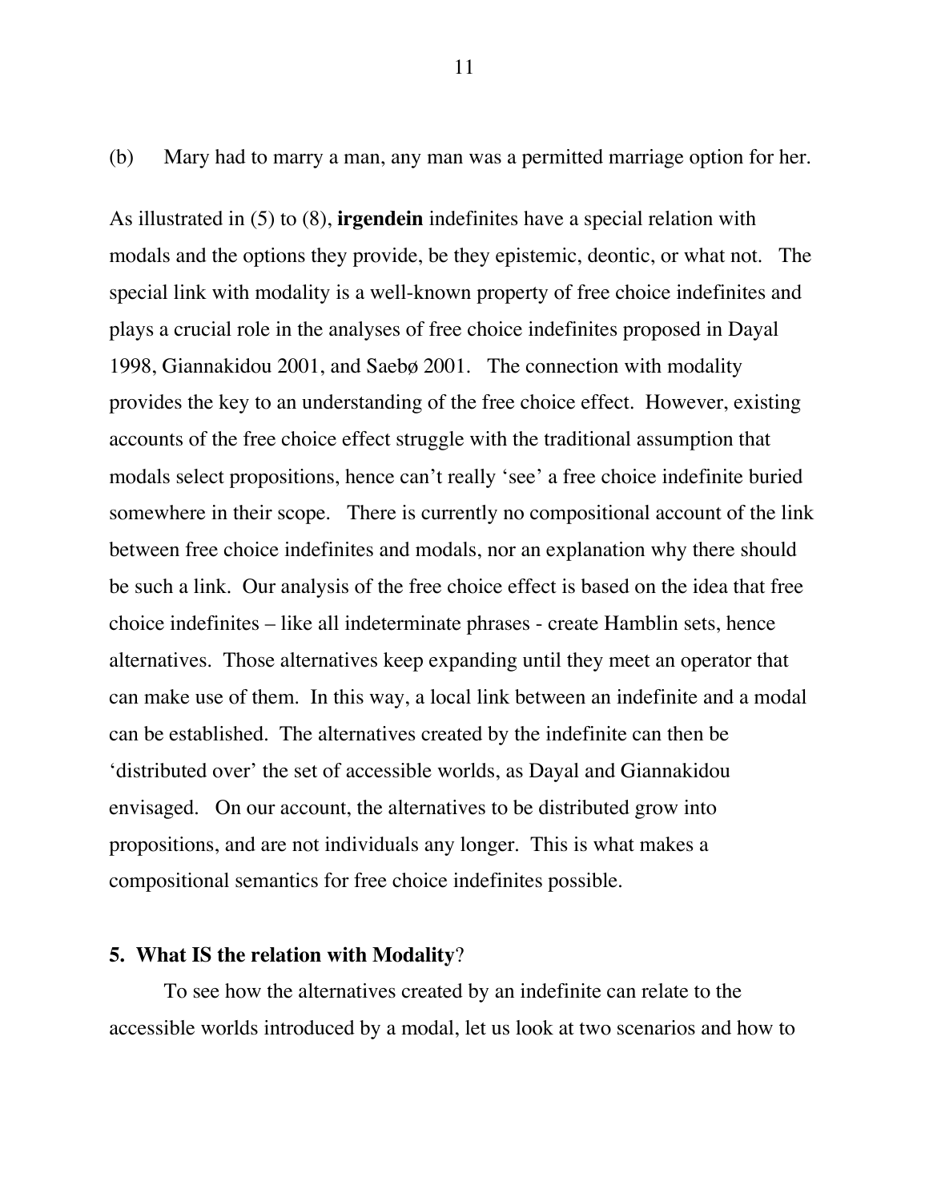(b) Mary had to marry a man, any man was a permitted marriage option for her.

As illustrated in (5) to (8), **irgendein** indefinites have a special relation with modals and the options they provide, be they epistemic, deontic, or what not. The special link with modality is a well-known property of free choice indefinites and plays a crucial role in the analyses of free choice indefinites proposed in Dayal 1998, Giannakidou 2001, and Saebø 2001. The connection with modality provides the key to an understanding of the free choice effect. However, existing accounts of the free choice effect struggle with the traditional assumption that modals select propositions, hence can't really 'see' a free choice indefinite buried somewhere in their scope. There is currently no compositional account of the link between free choice indefinites and modals, nor an explanation why there should be such a link. Our analysis of the free choice effect is based on the idea that free choice indefinites – like all indeterminate phrases - create Hamblin sets, hence alternatives. Those alternatives keep expanding until they meet an operator that can make use of them. In this way, a local link between an indefinite and a modal can be established. The alternatives created by the indefinite can then be 'distributed over' the set of accessible worlds, as Dayal and Giannakidou envisaged. On our account, the alternatives to be distributed grow into propositions, and are not individuals any longer. This is what makes a compositional semantics for free choice indefinites possible.

## 5. What IS the relation with Modality?

To see how the alternatives created by an indefinite can relate to the accessible worlds introduced by a modal, let us look at two scenarios and how to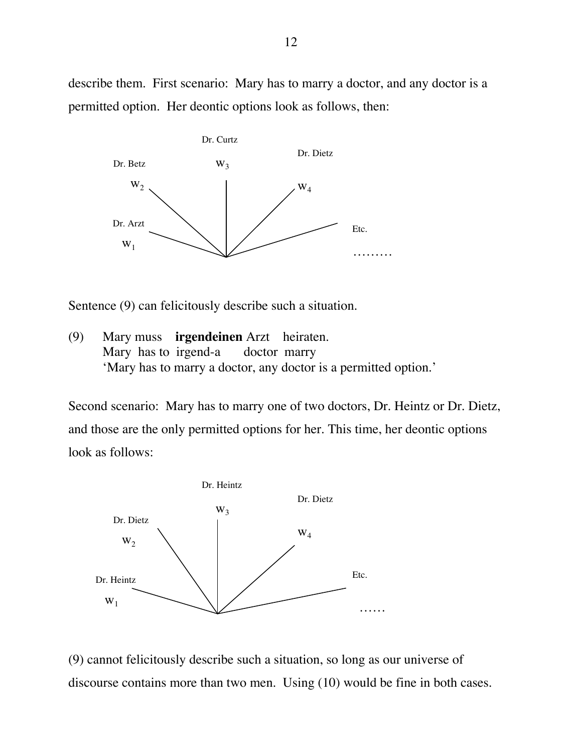describe them. First scenario: Mary has to marry a doctor, and any doctor is a permitted option. Her deontic options look as follows, then:

Dr. Arzt $w_1$, Dr. Betz $w_2$, Dr. Curtz $w_3$, Dr. Dietz $w_4$, Etc. ………

Sentence (9) can felicitously describe such a situation.

(9) Mary muss **irgendeinen** Arzt heiraten.
Mary has to irgend-a doctor marry
'Mary has to marry a doctor, any doctor is a permitted option.'

Second scenario: Mary has to marry one of two doctors, Dr. Heintz or Dr. Dietz, and those are the only permitted options for her. This time, her deontic options look as follows:

Dr. Heintz $w_1$, Dr. Dietz $w_2$, Dr. Heintz $w_3$, Dr. Dietz $w_4$, Etc. ……

(9) cannot felicitously describe such a situation, so long as our universe of discourse contains more than two men. Using (10) would be fine in both cases.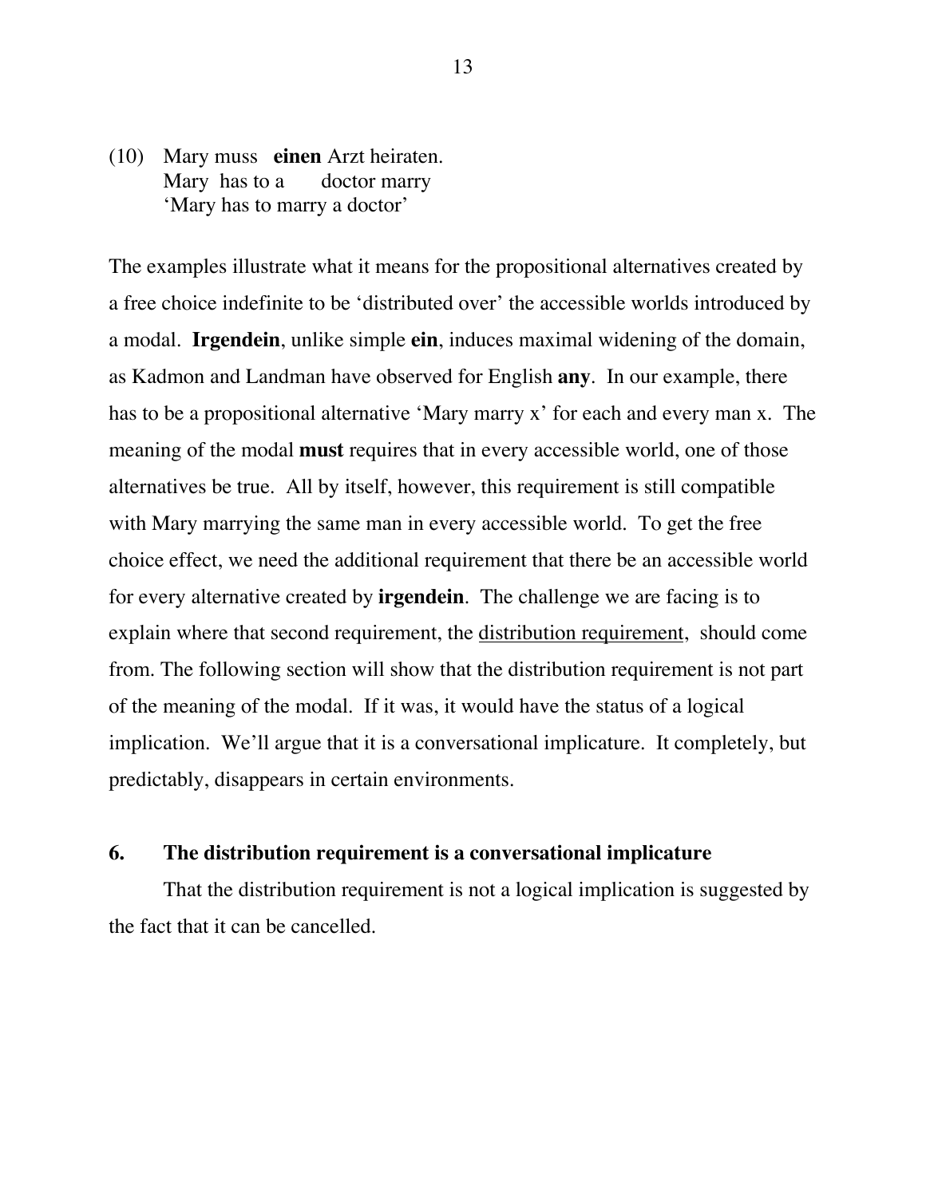(10) Mary muss **einen** Arzt heiraten.
Mary has to a doctor marry
'Mary has to marry a doctor'

The examples illustrate what it means for the propositional alternatives created by a free choice indefinite to be 'distributed over' the accessible worlds introduced by a modal. **Irgendein**, unlike simple **ein**, induces maximal widening of the domain, as Kadmon and Landman have observed for English **any**. In our example, there has to be a propositional alternative 'Mary marry x' for each and every man x. The meaning of the modal **must** requires that in every accessible world, one of those alternatives be true. All by itself, however, this requirement is still compatible with Mary marrying the same man in every accessible world. To get the free choice effect, we need the additional requirement that there be an accessible world for every alternative created by **irgendein**. The challenge we are facing is to explain where that second requirement, the <u>distribution requirement</u>, should come from. The following section will show that the distribution requirement is not part of the meaning of the modal. If it was, it would have the status of a logical implication. We'll argue that it is a conversational implicature. It completely, but predictably, disappears in certain environments.

## 6. The distribution requirement is a conversational implicature

That the distribution requirement is not a logical implication is suggested by the fact that it can be cancelled.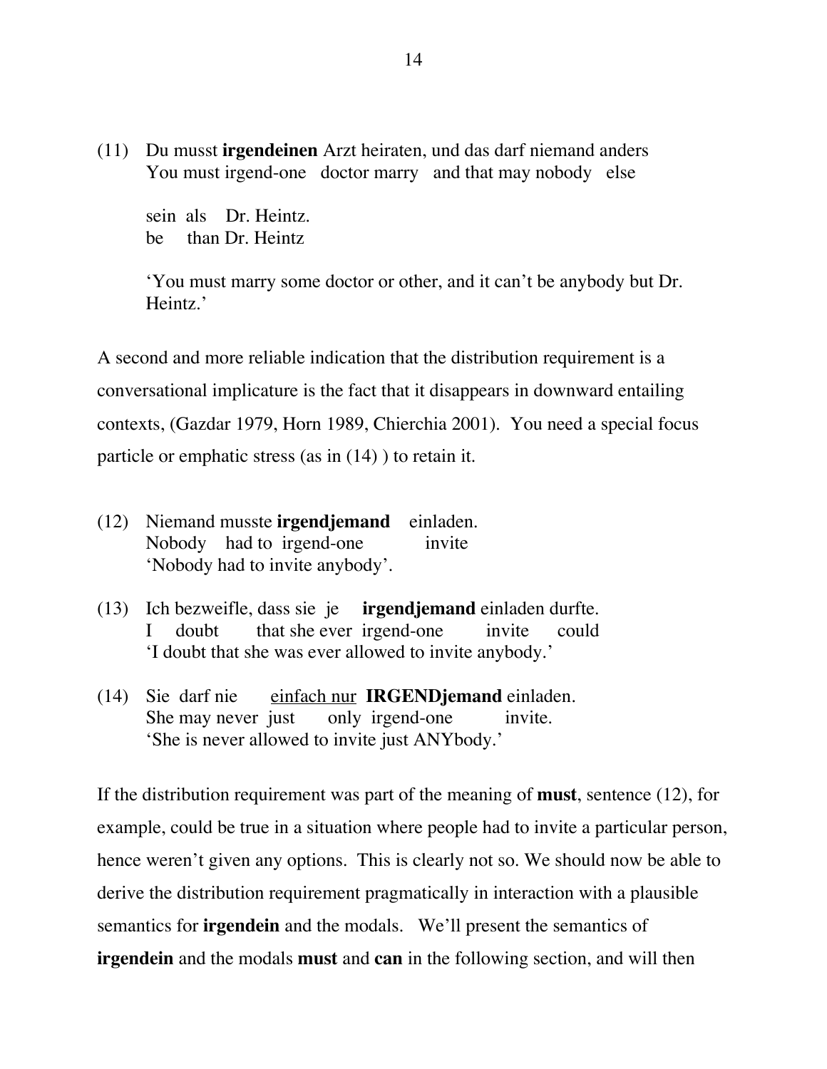(11) Du musst **irgendeinen** Arzt heiraten, und das darf niemand anders
You must irgend-one doctor marry and that may nobody else

sein als Dr. Heintz.
be than Dr. Heintz

'You must marry some doctor or other, and it can't be anybody but Dr. Heintz.'

A second and more reliable indication that the distribution requirement is a conversational implicature is the fact that it disappears in downward entailing contexts, (Gazdar 1979, Horn 1989, Chierchia 2001). You need a special focus particle or emphatic stress (as in (14) ) to retain it.

(12) Niemand musste **irgendjemand** einladen.
Nobody had to irgend-one invite
'Nobody had to invite anybody'.

(13) Ich bezweifle, dass sie je **irgendjemand** einladen durfte.
I doubt that she ever irgend-one invite could
'I doubt that she was ever allowed to invite anybody.'

(14) Sie darf nie <u>einfach nur</u> **IRGENDjemand** einladen.
She may never just only irgend-one invite.
'She is never allowed to invite just ANYbody.'

If the distribution requirement was part of the meaning of **must**, sentence (12), for example, could be true in a situation where people had to invite a particular person, hence weren't given any options. This is clearly not so. We should now be able to derive the distribution requirement pragmatically in interaction with a plausible semantics for **irgendein** and the modals. We'll present the semantics of **irgendein** and the modals **must** and **can** in the following section, and will then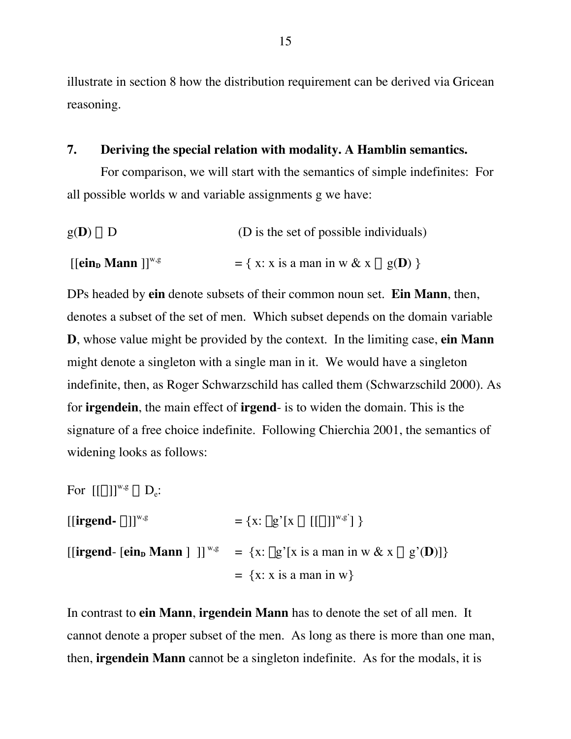illustrate in section 8 how the distribution requirement can be derived via Gricean reasoning.

## 7. Deriving the special relation with modality. A Hamblin semantics.

For comparison, we will start with the semantics of simple indefinites: For all possible worlds w and variable assignments g we have:

$g(\mathbf{D}) \subseteq D$ (D is the set of possible individuals)

$[[\mathbf{ein_D\ Mann}]]^{w,g} = \{ x: x \text{ is a man in } w \ \& \ x \in g(\mathbf{D}) \}$

DPs headed by **ein** denote subsets of their common noun set. **Ein Mann**, then, denotes a subset of the set of men. Which subset depends on the domain variable **D**, whose value might be provided by the context. In the limiting case, **ein Mann** might denote a singleton with a single man in it. We would have a singleton indefinite, then, as Roger Schwarzschild has called them (Schwarzschild 2000). As for **irgendein**, the main effect of **irgend**- is to widen the domain. This is the signature of a free choice indefinite. Following Chierchia 2001, the semantics of widening looks as follows:

For $[[\alpha]]^{w,g} \subseteq D_e$:

$[[\mathbf{irgend\text{-}}\ \alpha]]^{w,g} = \{x: \exists g'[x \in [[\alpha]]^{w,g'}] \}$

$[[\mathbf{irgend}\text{-}\ [\mathbf{ein_D\ Mann}]\ ]]^{w,g} = \{x: \exists g'[x \text{ is a man in } w \ \& \ x \in g'(\mathbf{D})]\}$
$= \{x: x \text{ is a man in } w\}$

In contrast to **ein Mann**, **irgendein Mann** has to denote the set of all men. It cannot denote a proper subset of the men. As long as there is more than one man, then, **irgendein Mann** cannot be a singleton indefinite. As for the modals, it is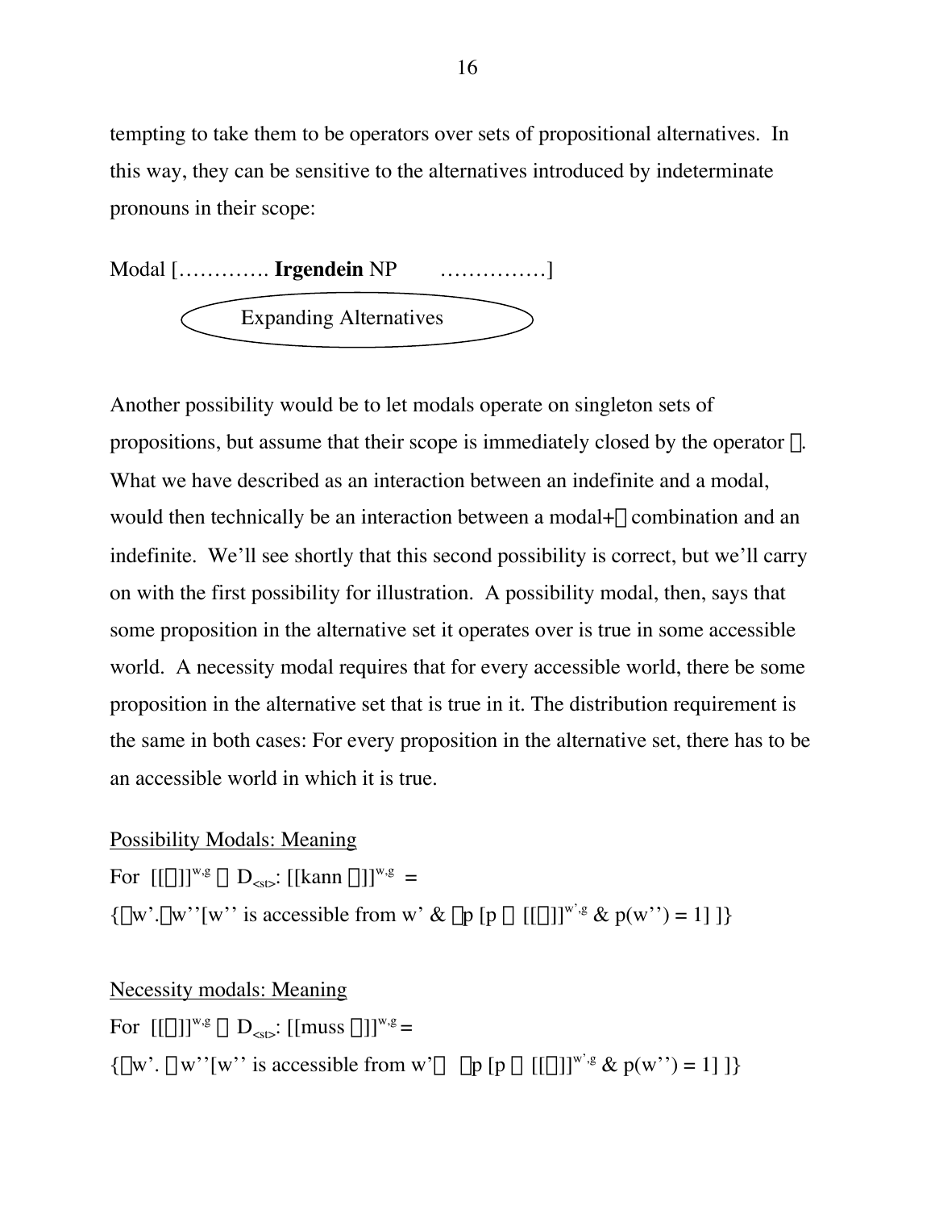tempting to take them to be operators over sets of propositional alternatives. In this way, they can be sensitive to the alternatives introduced by indeterminate pronouns in their scope:

Modal […………. **Irgendein** NP    ……………]

Expanding Alternatives

Another possibility would be to let modals operate on singleton sets of propositions, but assume that their scope is immediately closed by the operator ∃. What we have described as an interaction between an indefinite and a modal, would then technically be an interaction between a modal+∃ combination and an indefinite. We'll see shortly that this second possibility is correct, but we'll carry on with the first possibility for illustration. A possibility modal, then, says that some proposition in the alternative set it operates over is true in some accessible world. A necessity modal requires that for every accessible world, there be some proposition in the alternative set that is true in it. The distribution requirement is the same in both cases: For every proposition in the alternative set, there has to be an accessible world in which it is true.

<u>Possibility Modals: Meaning</u>

For $[[\alpha]]^{w,g} \subseteq D_{<st>}$: $[[\text{kann } \alpha]]^{w,g}$ =

$\{\lambda w'.\exists w''[w'' \text{ is accessible from } w' \;\&\; \exists p\,[p \in [[\alpha]]^{w',g} \;\&\; p(w'') = 1]\,]\}$

<u>Necessity modals: Meaning</u>

For $[[\alpha]]^{w,g} \subseteq D_{<st>}$: $[[\text{muss } \alpha]]^{w,g}$ =

$\{\lambda w'.\,\forall w''[w'' \text{ is accessible from } w' \rightarrow \exists p\,[p \in [[\alpha]]^{w',g} \;\&\; p(w'') = 1]\,]\}$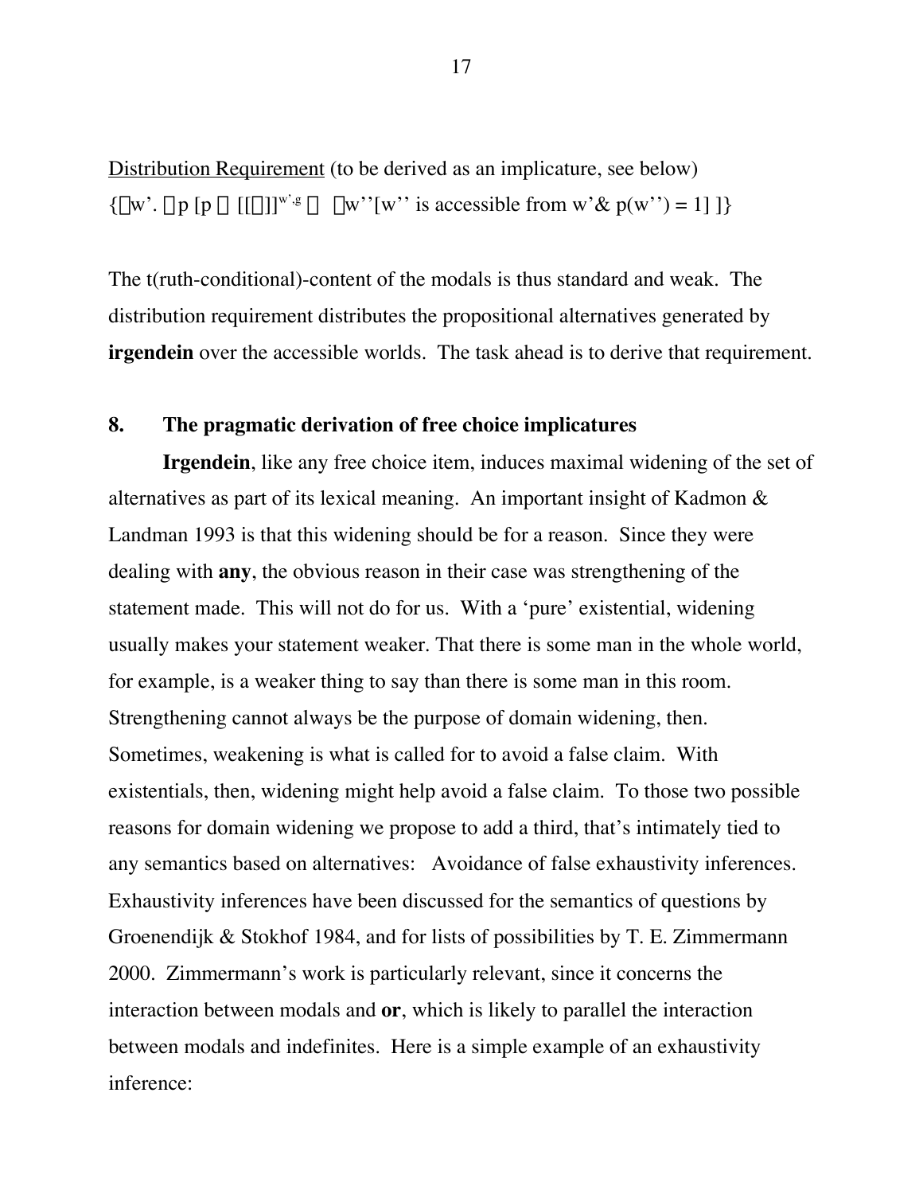<u>Distribution Requirement</u> (to be derived as an implicature, see below)

$\{\lambda w'. \forall p\, [p \in [[\alpha]]^{w',g} \rightarrow \exists w''[w'' \text{ is accessible from } w' \,\&\, p(w'') = 1]\,]\}$

The t(ruth-conditional)-content of the modals is thus standard and weak. The distribution requirement distributes the propositional alternatives generated by **irgendein** over the accessible worlds. The task ahead is to derive that requirement.

## 8. The pragmatic derivation of free choice implicatures

**Irgendein**, like any free choice item, induces maximal widening of the set of alternatives as part of its lexical meaning. An important insight of Kadmon & Landman 1993 is that this widening should be for a reason. Since they were dealing with **any**, the obvious reason in their case was strengthening of the statement made. This will not do for us. With a 'pure' existential, widening usually makes your statement weaker. That there is some man in the whole world, for example, is a weaker thing to say than there is some man in this room. Strengthening cannot always be the purpose of domain widening, then. Sometimes, weakening is what is called for to avoid a false claim. With existentials, then, widening might help avoid a false claim. To those two possible reasons for domain widening we propose to add a third, that's intimately tied to any semantics based on alternatives: Avoidance of false exhaustivity inferences. Exhaustivity inferences have been discussed for the semantics of questions by Groenendijk & Stokhof 1984, and for lists of possibilities by T. E. Zimmermann 2000. Zimmermann's work is particularly relevant, since it concerns the interaction between modals and **or**, which is likely to parallel the interaction between modals and indefinites. Here is a simple example of an exhaustivity inference: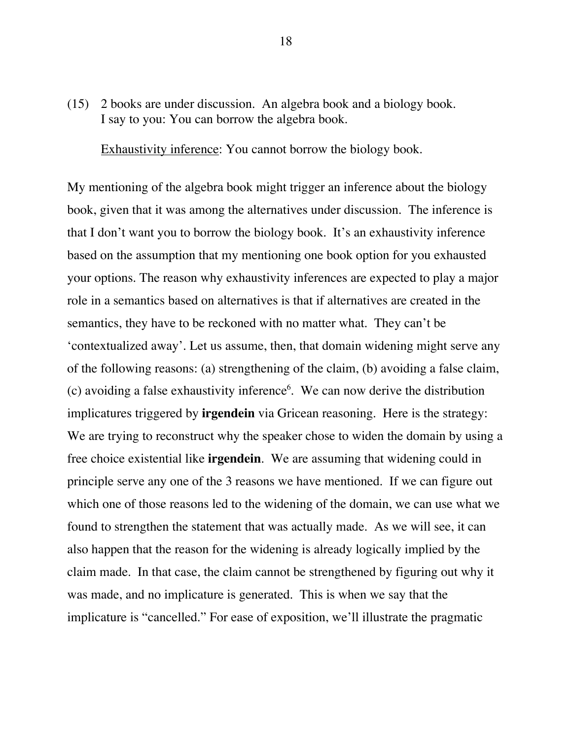(15) 2 books are under discussion. An algebra book and a biology book.
I say to you: You can borrow the algebra book.

<u>Exhaustivity inference</u>: You cannot borrow the biology book.

My mentioning of the algebra book might trigger an inference about the biology book, given that it was among the alternatives under discussion. The inference is that I don't want you to borrow the biology book. It's an exhaustivity inference based on the assumption that my mentioning one book option for you exhausted your options. The reason why exhaustivity inferences are expected to play a major role in a semantics based on alternatives is that if alternatives are created in the semantics, they have to be reckoned with no matter what. They can't be 'contextualized away'. Let us assume, then, that domain widening might serve any of the following reasons: (a) strengthening of the claim, (b) avoiding a false claim, (c) avoiding a false exhaustivity inference[6]. We can now derive the distribution implicatures triggered by **irgendein** via Gricean reasoning. Here is the strategy: We are trying to reconstruct why the speaker chose to widen the domain by using a free choice existential like **irgendein**. We are assuming that widening could in principle serve any one of the 3 reasons we have mentioned. If we can figure out which one of those reasons led to the widening of the domain, we can use what we found to strengthen the statement that was actually made. As we will see, it can also happen that the reason for the widening is already logically implied by the claim made. In that case, the claim cannot be strengthened by figuring out why it was made, and no implicature is generated. This is when we say that the implicature is "cancelled." For ease of exposition, we'll illustrate the pragmatic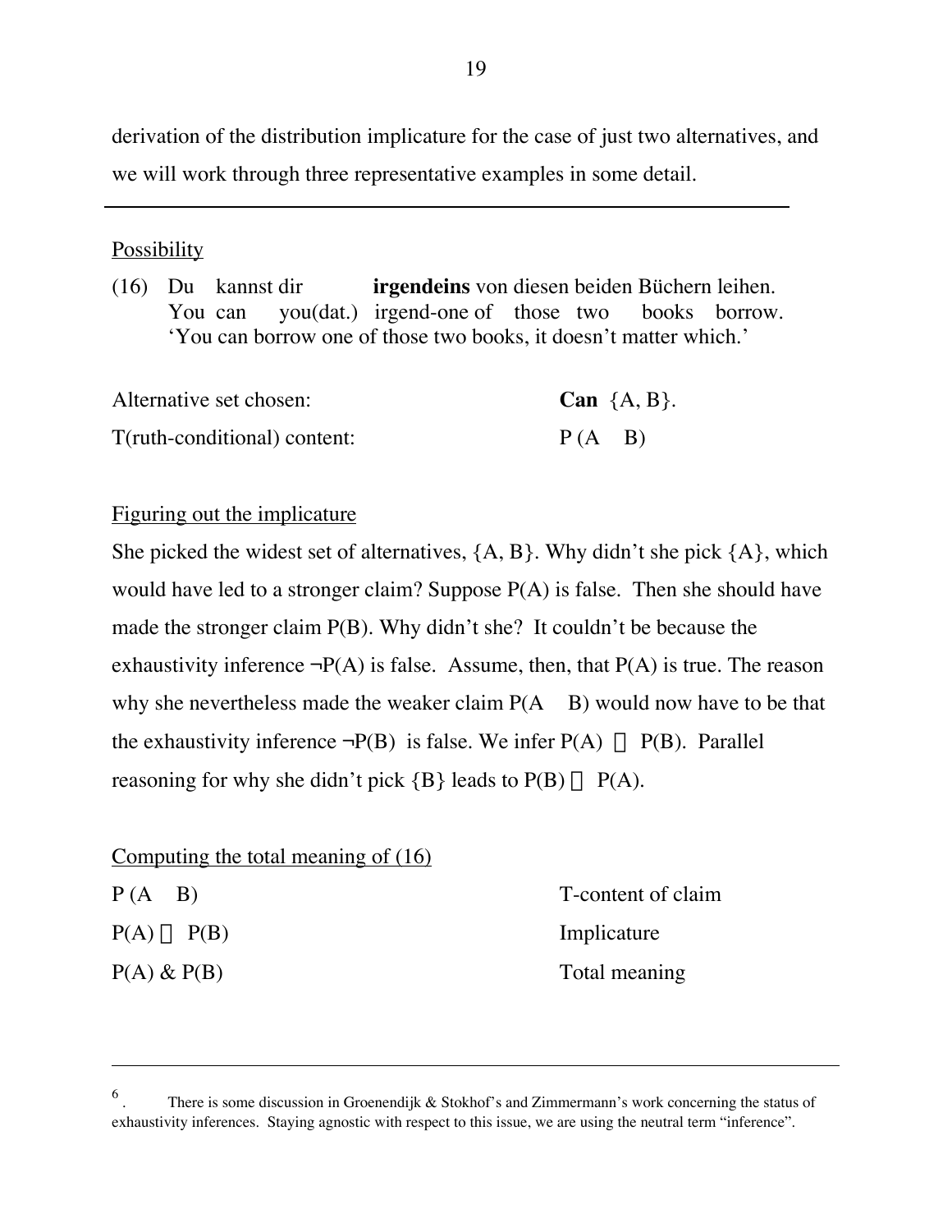derivation of the distribution implicature for the case of just two alternatives, and we will work through three representative examples in some detail.

---

Possibility

(16) Du kannst dir **irgendeins** von diesen beiden Büchern leihen.
You can you(dat.) irgend-one of those two books borrow.
'You can borrow one of those two books, it doesn't matter which.'

| | |
|---|---|
| Alternative set chosen: | **Can** {A, B}. |
| T(ruth-conditional) content: | P (A B) |

Figuring out the implicature

She picked the widest set of alternatives, {A, B}. Why didn't she pick {A}, which would have led to a stronger claim? Suppose P(A) is false. Then she should have made the stronger claim P(B). Why didn't she? It couldn't be because the exhaustivity inference ¬P(A) is false. Assume, then, that P(A) is true. The reason why she nevertheless made the weaker claim P(A B) would now have to be that the exhaustivity inference ¬P(B) is false. We infer P(A) P(B). Parallel reasoning for why she didn't pick {B} leads to P(B) P(A).

Computing the total meaning of (16)

| | |
|---|---|
| P (A B) | T-content of claim |
| P(A) P(B) | Implicature |
| P(A) & P(B) | Total meaning |

---

6. There is some discussion in Groenendijk & Stokhof's and Zimmermann's work concerning the status of exhaustivity inferences. Staying agnostic with respect to this issue, we are using the neutral term "inference".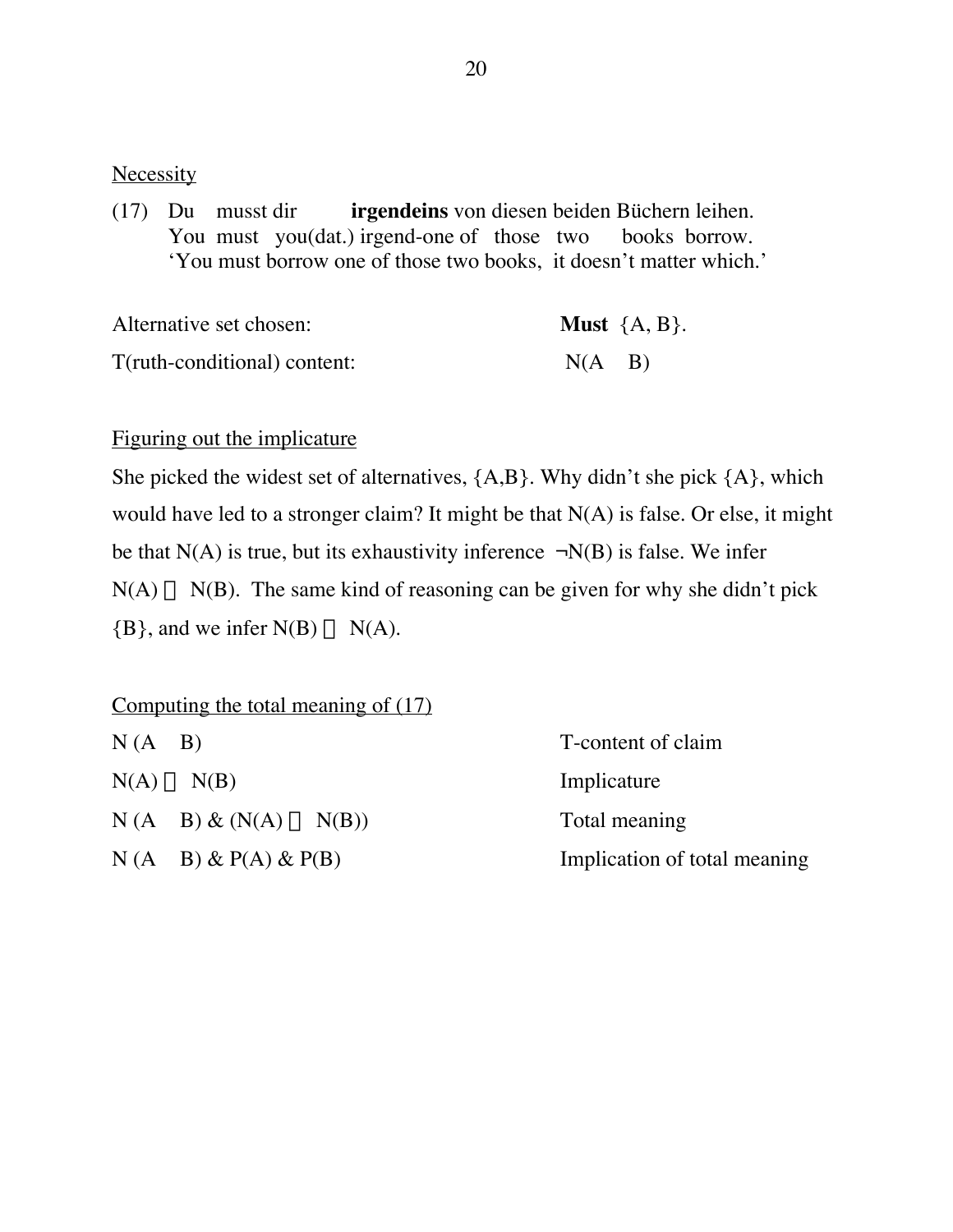Necessity

(17) Du musst dir **irgendeins** von diesen beiden Büchern leihen.
You must you(dat.) irgend-one of those two books borrow.
'You must borrow one of those two books, it doesn't matter which.'

Alternative set chosen: **Must** {A, B}.

T(ruth-conditional) content: $N(A \vee B)$

Figuring out the implicature

She picked the widest set of alternatives, {A,B}. Why didn't she pick {A}, which would have led to a stronger claim? It might be that N(A) is false. Or else, it might be that N(A) is true, but its exhaustivity inference ¬N(B) is false. We infer $N(A) \rightarrow N(B)$. The same kind of reasoning can be given for why she didn't pick {B}, and we infer $N(B) \rightarrow N(A)$.

Computing the total meaning of (17)

| | |
|---|---|
| $N(A \vee B)$ | T-content of claim |
| $N(A) \leftrightarrow N(B)$ | Implicature |
| $N(A \vee B)$ & $(N(A) \leftrightarrow N(B))$ | Total meaning |
| $N(A \vee B)$ & $P(A)$ & $P(B)$ | Implication of total meaning |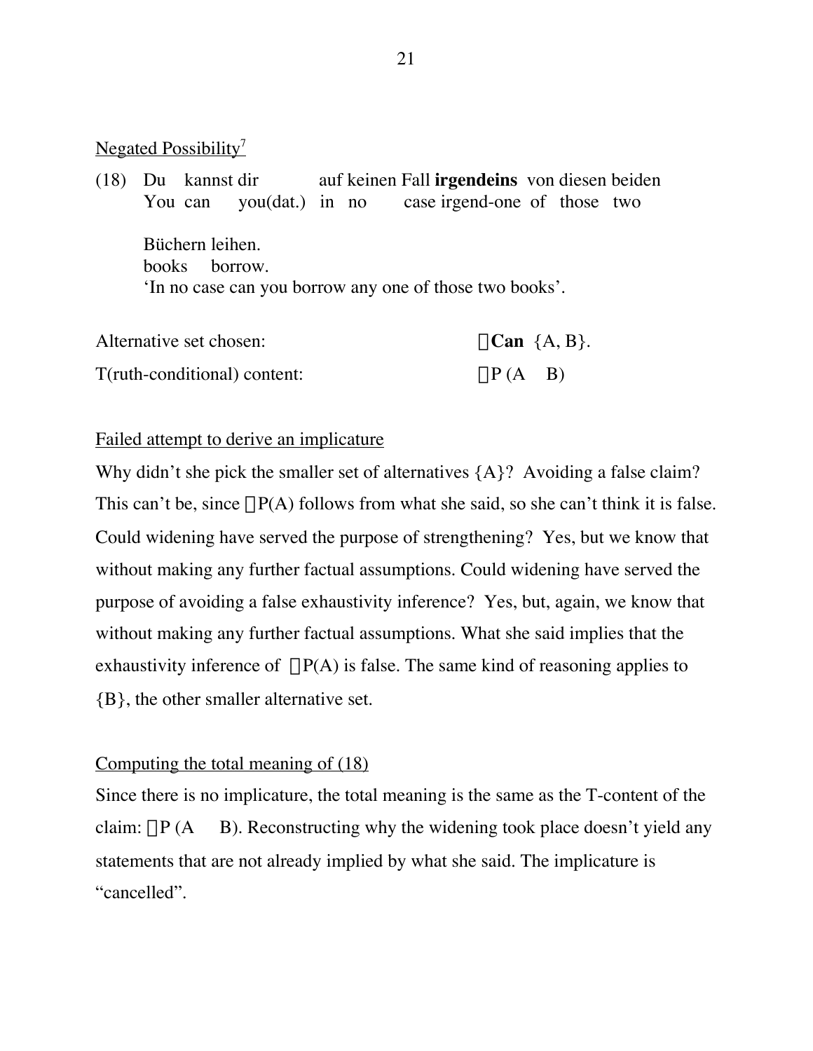Negated Possibility[7]

(18) Du kannst dir auf keinen Fall **irgendeins** von diesen beiden
You can you(dat.) in no case irgend-one of those two

Büchern leihen.
books borrow.
'In no case can you borrow any one of those two books'.

Alternative set chosen: $\neg$**Can** {A, B}.

T(ruth-conditional) content: $\neg P(A \vee B)$

Failed attempt to derive an implicature

Why didn't she pick the smaller set of alternatives {A}? Avoiding a false claim? This can't be, since $\neg P(A)$ follows from what she said, so she can't think it is false. Could widening have served the purpose of strengthening? Yes, but we know that without making any further factual assumptions. Could widening have served the purpose of avoiding a false exhaustivity inference? Yes, but, again, we know that without making any further factual assumptions. What she said implies that the exhaustivity inference of $\neg P(A)$ is false. The same kind of reasoning applies to {B}, the other smaller alternative set.

Computing the total meaning of (18)

Since there is no implicature, the total meaning is the same as the T-content of the claim: $\neg P(A \vee B)$. Reconstructing why the widening took place doesn't yield any statements that are not already implied by what she said. The implicature is "cancelled".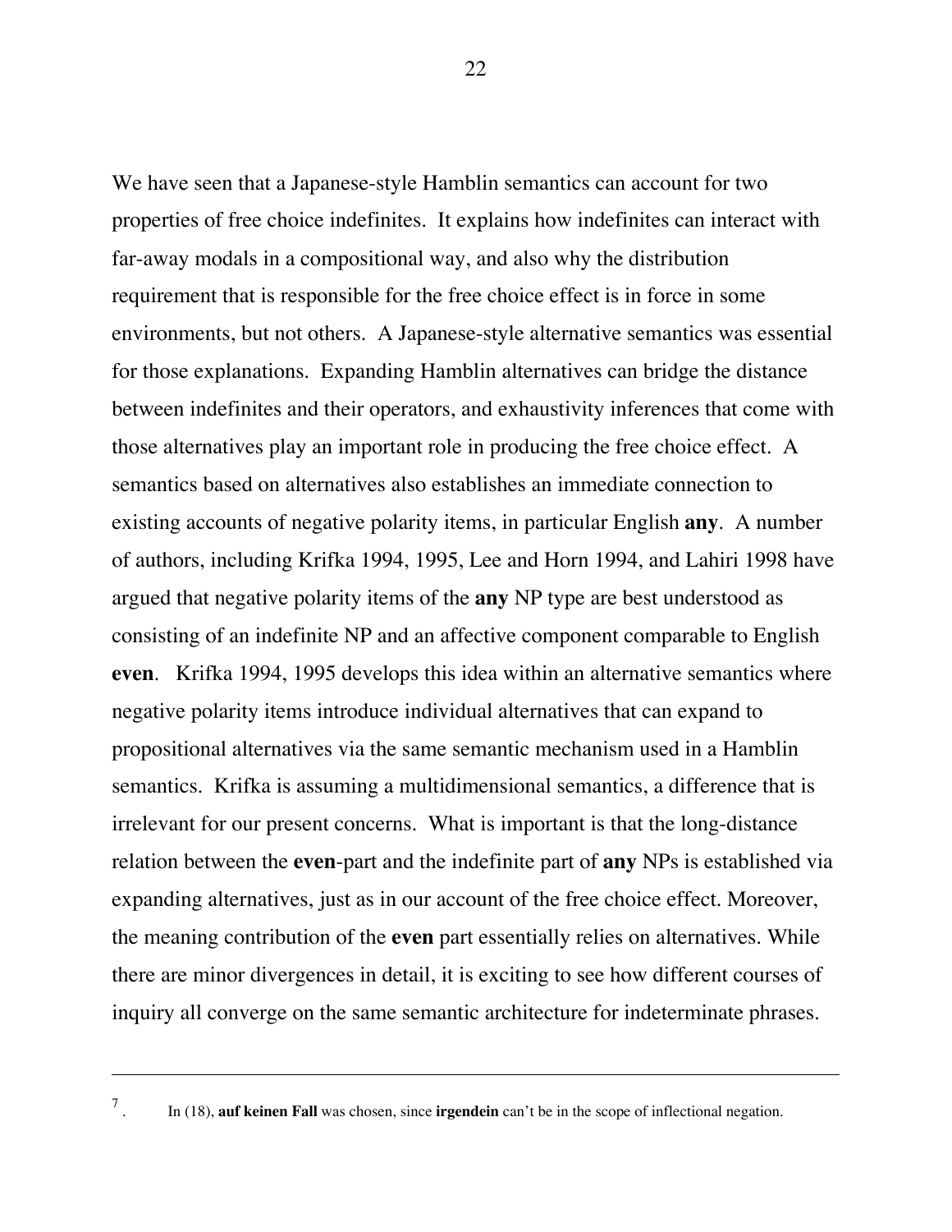We have seen that a Japanese-style Hamblin semantics can account for two properties of free choice indefinites. It explains how indefinites can interact with far-away modals in a compositional way, and also why the distribution requirement that is responsible for the free choice effect is in force in some environments, but not others. A Japanese-style alternative semantics was essential for those explanations. Expanding Hamblin alternatives can bridge the distance between indefinites and their operators, and exhaustivity inferences that come with those alternatives play an important role in producing the free choice effect. A semantics based on alternatives also establishes an immediate connection to existing accounts of negative polarity items, in particular English **any**. A number of authors, including Krifka 1994, 1995, Lee and Horn 1994, and Lahiri 1998 have argued that negative polarity items of the **any** NP type are best understood as consisting of an indefinite NP and an affective component comparable to English **even**. Krifka 1994, 1995 develops this idea within an alternative semantics where negative polarity items introduce individual alternatives that can expand to propositional alternatives via the same semantic mechanism used in a Hamblin semantics. Krifka is assuming a multidimensional semantics, a difference that is irrelevant for our present concerns. What is important is that the long-distance relation between the **even**-part and the indefinite part of **any** NPs is established via expanding alternatives, just as in our account of the free choice effect. Moreover, the meaning contribution of the **even** part essentially relies on alternatives. While there are minor divergences in detail, it is exciting to see how different courses of inquiry all converge on the same semantic architecture for indeterminate phrases.

---

[7]. In (18), **auf keinen Fall** was chosen, since **irgendein** can't be in the scope of inflectional negation.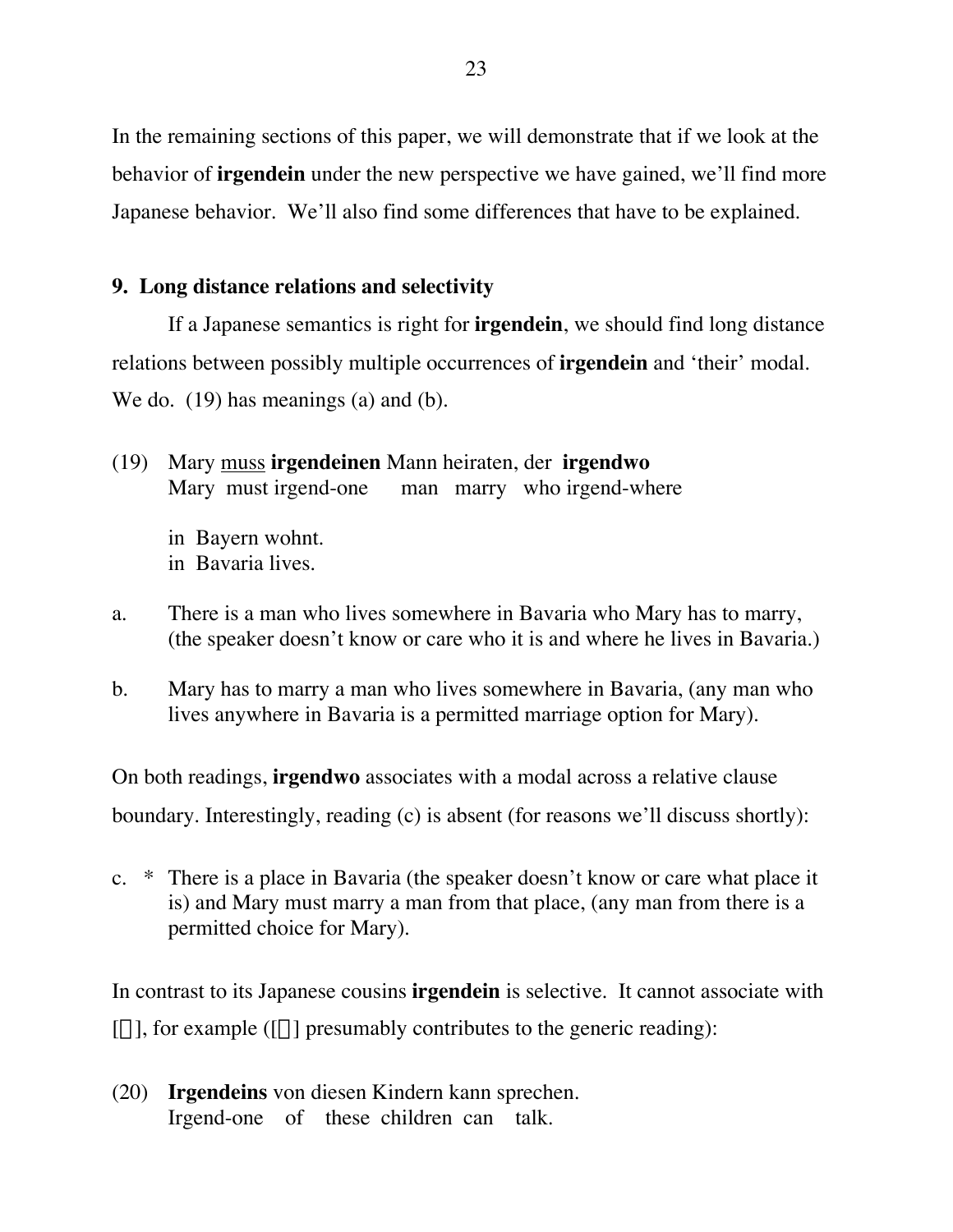In the remaining sections of this paper, we will demonstrate that if we look at the behavior of **irgendein** under the new perspective we have gained, we'll find more Japanese behavior. We'll also find some differences that have to be explained.

## 9. Long distance relations and selectivity

If a Japanese semantics is right for **irgendein**, we should find long distance relations between possibly multiple occurrences of **irgendein** and 'their' modal. We do. (19) has meanings (a) and (b).

(19) Mary <u>muss</u> **irgendeinen** Mann heiraten, der **irgendwo**
Mary must irgend-one man marry who irgend-where

in Bayern wohnt.
in Bavaria lives.

a. There is a man who lives somewhere in Bavaria who Mary has to marry, (the speaker doesn't know or care who it is and where he lives in Bavaria.)

b. Mary has to marry a man who lives somewhere in Bavaria, (any man who lives anywhere in Bavaria is a permitted marriage option for Mary).

On both readings, **irgendwo** associates with a modal across a relative clause boundary. Interestingly, reading (c) is absent (for reasons we'll discuss shortly):

c. * There is a place in Bavaria (the speaker doesn't know or care what place it is) and Mary must marry a man from that place, (any man from there is a permitted choice for Mary).

In contrast to its Japanese cousins **irgendein** is selective. It cannot associate with [ ], for example ([ ] presumably contributes to the generic reading):

(20) **Irgendeins** von diesen Kindern kann sprechen.
Irgend-one of these children can talk.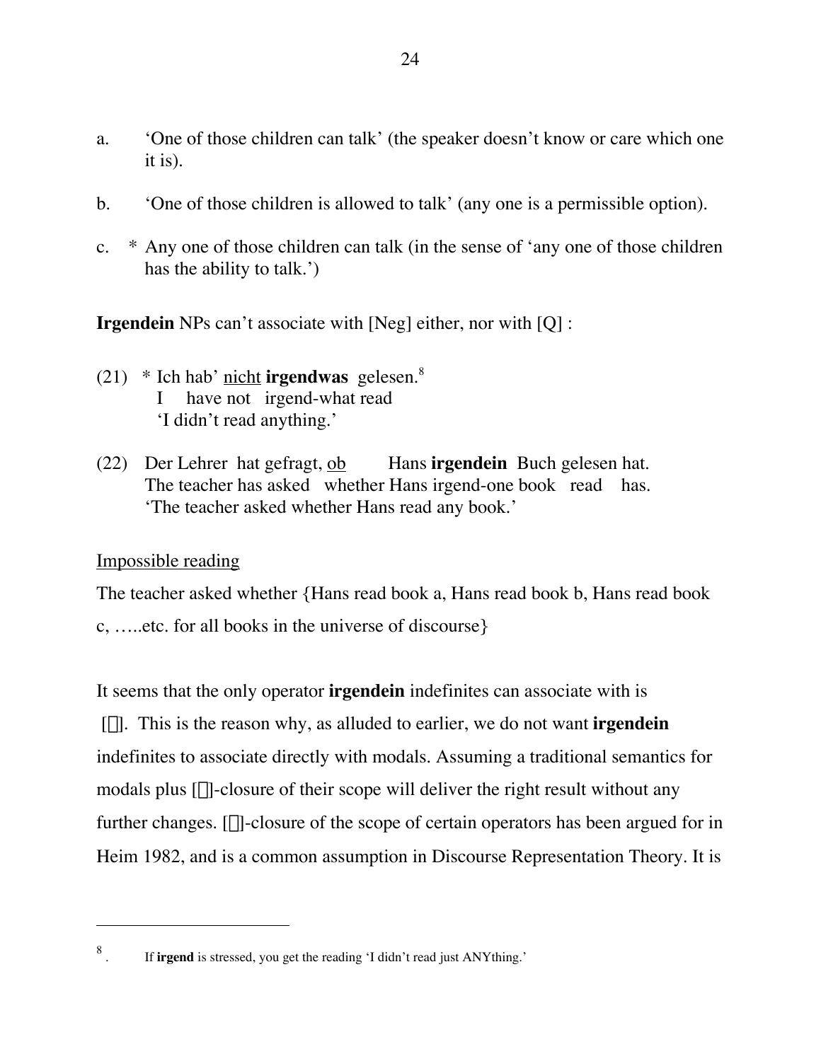a. ‘One of those children can talk’ (the speaker doesn’t know or care which one it is).

b. ‘One of those children is allowed to talk’ (any one is a permissible option).

c. * Any one of those children can talk (in the sense of ‘any one of those children has the ability to talk.’)

**Irgendein** NPs can’t associate with [Neg] either, nor with [Q] :

(21) * Ich hab’ <u>nicht</u> **irgendwas** gelesen.[8]
I have not irgend-what read
‘I didn’t read anything.’

(22) Der Lehrer hat gefragt, <u>ob</u> Hans **irgendein** Buch gelesen hat.
The teacher has asked whether Hans irgend-one book read has.
‘The teacher asked whether Hans read any book.’

<u>Impossible reading</u>

The teacher asked whether {Hans read book a, Hans read book b, Hans read book c, …..etc. for all books in the universe of discourse}

It seems that the only operator **irgendein** indefinites can associate with is [∃]. This is the reason why, as alluded to earlier, we do not want **irgendein** indefinites to associate directly with modals. Assuming a traditional semantics for modals plus [∃]-closure of their scope will deliver the right result without any further changes. [∃]-closure of the scope of certain operators has been argued for in Heim 1982, and is a common assumption in Discourse Representation Theory. It is

---

8. If **irgend** is stressed, you get the reading ‘I didn’t read just ANYthing.’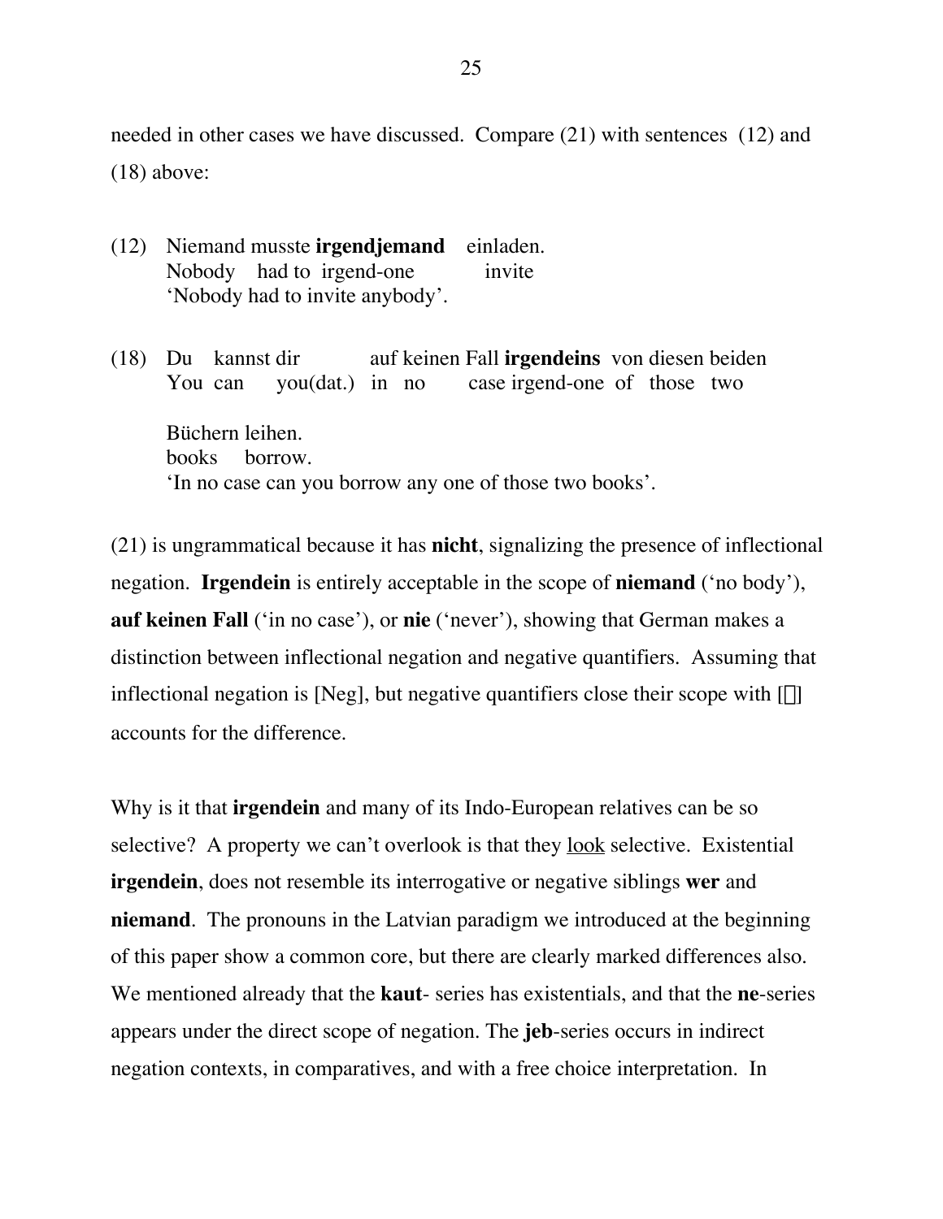needed in other cases we have discussed. Compare (21) with sentences (12) and (18) above:

(12) Niemand musste **irgendjemand** einladen.
 Nobody had to irgend-one invite
 'Nobody had to invite anybody'.

(18) Du kannst dir auf keinen Fall **irgendeins** von diesen beiden
 You can you(dat.) in no case irgend-one of those two

 Büchern leihen.
 books borrow.
 'In no case can you borrow any one of those two books'.

(21) is ungrammatical because it has **nicht**, signalizing the presence of inflectional negation. **Irgendein** is entirely acceptable in the scope of **niemand** ('no body'), **auf keinen Fall** ('in no case'), or **nie** ('never'), showing that German makes a distinction between inflectional negation and negative quantifiers. Assuming that inflectional negation is [Neg], but negative quantifiers close their scope with [] accounts for the difference.

Why is it that **irgendein** and many of its Indo-European relatives can be so selective? A property we can't overlook is that they <u>look</u> selective. Existential **irgendein**, does not resemble its interrogative or negative siblings **wer** and **niemand**. The pronouns in the Latvian paradigm we introduced at the beginning of this paper show a common core, but there are clearly marked differences also. We mentioned already that the **kaut**- series has existentials, and that the **ne**-series appears under the direct scope of negation. The **jeb**-series occurs in indirect negation contexts, in comparatives, and with a free choice interpretation. In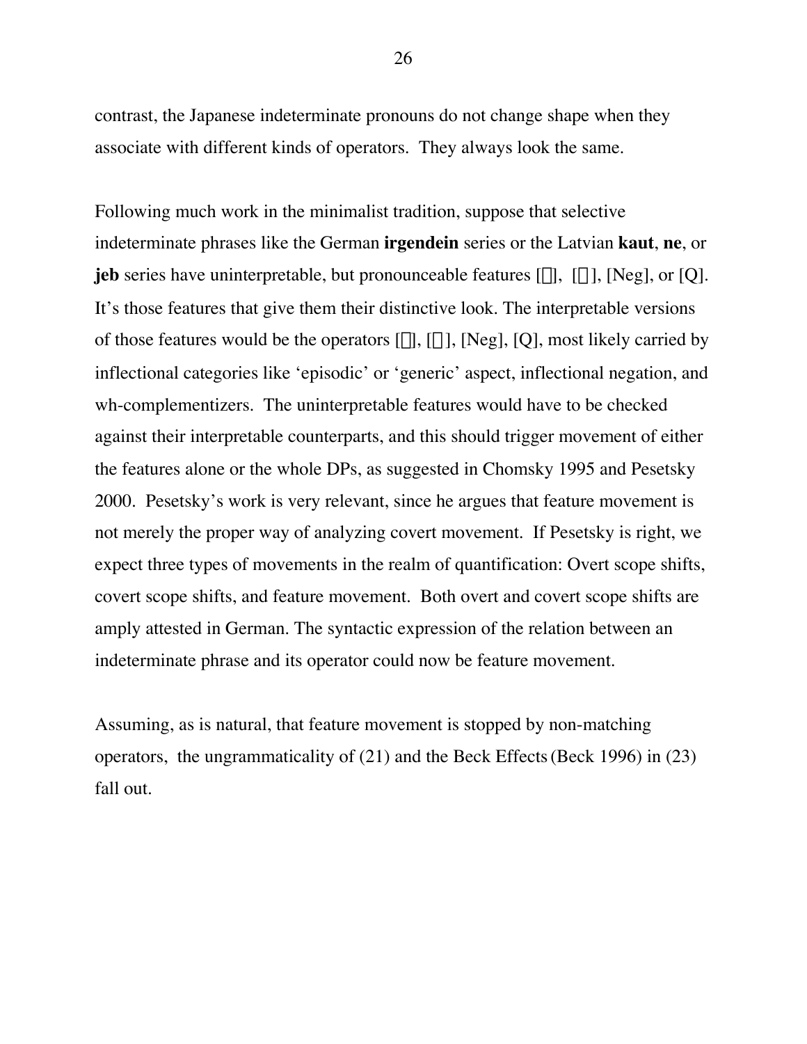contrast, the Japanese indeterminate pronouns do not change shape when they associate with different kinds of operators. They always look the same.

Following much work in the minimalist tradition, suppose that selective indeterminate phrases like the German **irgendein** series or the Latvian **kaut**, **ne**, or **jeb** series have uninterpretable, but pronounceable features [□], [□], [Neg], or [Q]. It's those features that give them their distinctive look. The interpretable versions of those features would be the operators [□], [□], [Neg], [Q], most likely carried by inflectional categories like 'episodic' or 'generic' aspect, inflectional negation, and wh-complementizers. The uninterpretable features would have to be checked against their interpretable counterparts, and this should trigger movement of either the features alone or the whole DPs, as suggested in Chomsky 1995 and Pesetsky 2000. Pesetsky's work is very relevant, since he argues that feature movement is not merely the proper way of analyzing covert movement. If Pesetsky is right, we expect three types of movements in the realm of quantification: Overt scope shifts, covert scope shifts, and feature movement. Both overt and covert scope shifts are amply attested in German. The syntactic expression of the relation between an indeterminate phrase and its operator could now be feature movement.

Assuming, as is natural, that feature movement is stopped by non-matching operators, the ungrammaticality of (21) and the Beck Effects (Beck 1996) in (23) fall out.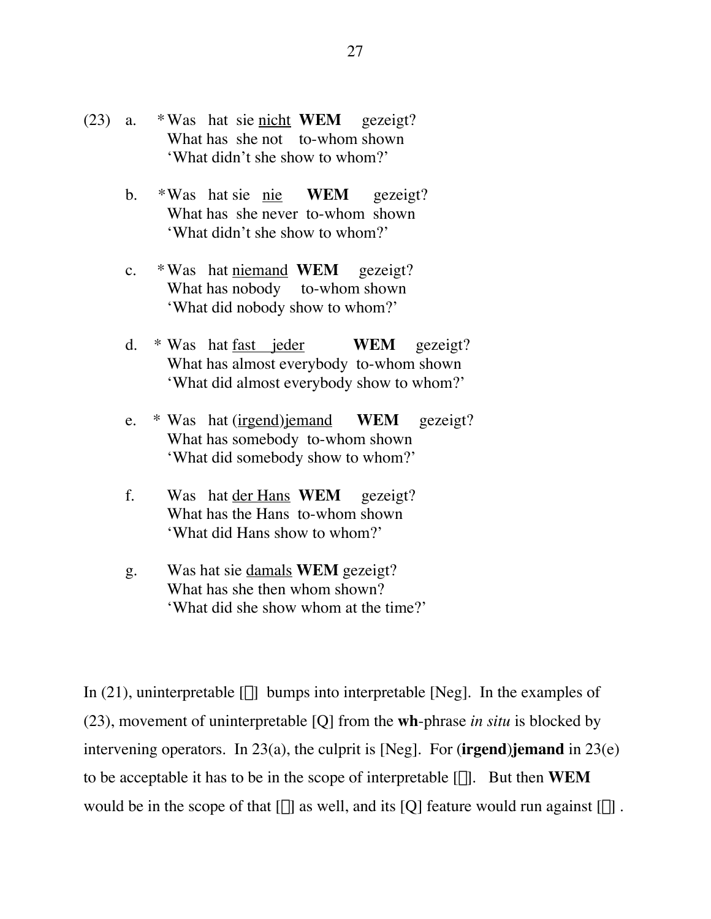(23) a. *Was hat sie <u>nicht</u> **WEM** gezeigt?
What has she not to-whom shown
'What didn't she show to whom?'

b. *Was hat sie <u>nie</u> **WEM** gezeigt?
What has she never to-whom shown
'What didn't she show to whom?'

c. *Was hat <u>niemand</u> **WEM** gezeigt?
What has nobody to-whom shown
'What did nobody show to whom?'

d. * Was hat <u>fast jeder</u> **WEM** gezeigt?
What has almost everybody to-whom shown
'What did almost everybody show to whom?'

e. * Was hat <u>(irgend)jemand</u> **WEM** gezeigt?
What has somebody to-whom shown
'What did somebody show to whom?'

f. Was hat <u>der Hans</u> **WEM** gezeigt?
What has the Hans to-whom shown
'What did Hans show to whom?'

g. Was hat sie <u>damals</u> **WEM** gezeigt?
What has she then whom shown?
'What did she show whom at the time?'

In (21), uninterpretable [] bumps into interpretable [Neg]. In the examples of (23), movement of uninterpretable [Q] from the **wh**-phrase *in situ* is blocked by intervening operators. In 23(a), the culprit is [Neg]. For (**irgend**)**jemand** in 23(e) to be acceptable it has to be in the scope of interpretable []. But then **WEM** would be in the scope of that [] as well, and its [Q] feature would run against [] .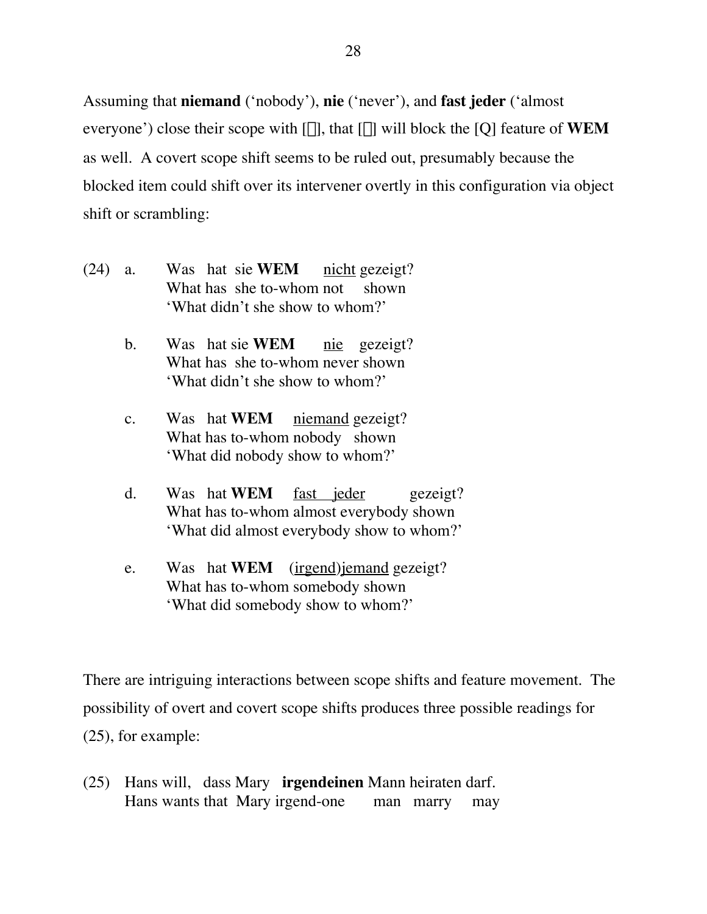Assuming that **niemand** (‘nobody’), **nie** (‘never’), and **fast jeder** (‘almost everyone’) close their scope with [□], that [□] will block the [Q] feature of **WEM** as well. A covert scope shift seems to be ruled out, presumably because the blocked item could shift over its intervener overtly in this configuration via object shift or scrambling:

(24) a. Was hat sie **WEM** <u>nicht</u> gezeigt?
What has she to-whom not shown
‘What didn’t she show to whom?’

b. Was hat sie **WEM** <u>nie</u> gezeigt?
What has she to-whom never shown
‘What didn’t she show to whom?’

c. Was hat **WEM** <u>niemand</u> gezeigt?
What has to-whom nobody shown
‘What did nobody show to whom?’

d. Was hat **WEM** <u>fast jeder</u> gezeigt?
What has to-whom almost everybody shown
‘What did almost everybody show to whom?’

e. Was hat **WEM** (<u>irgend</u>)<u>jemand</u> gezeigt?
What has to-whom somebody shown
‘What did somebody show to whom?’

There are intriguing interactions between scope shifts and feature movement. The possibility of overt and covert scope shifts produces three possible readings for (25), for example:

(25) Hans will, dass Mary **irgendeinen** Mann heiraten darf.
Hans wants that Mary irgend-one man marry may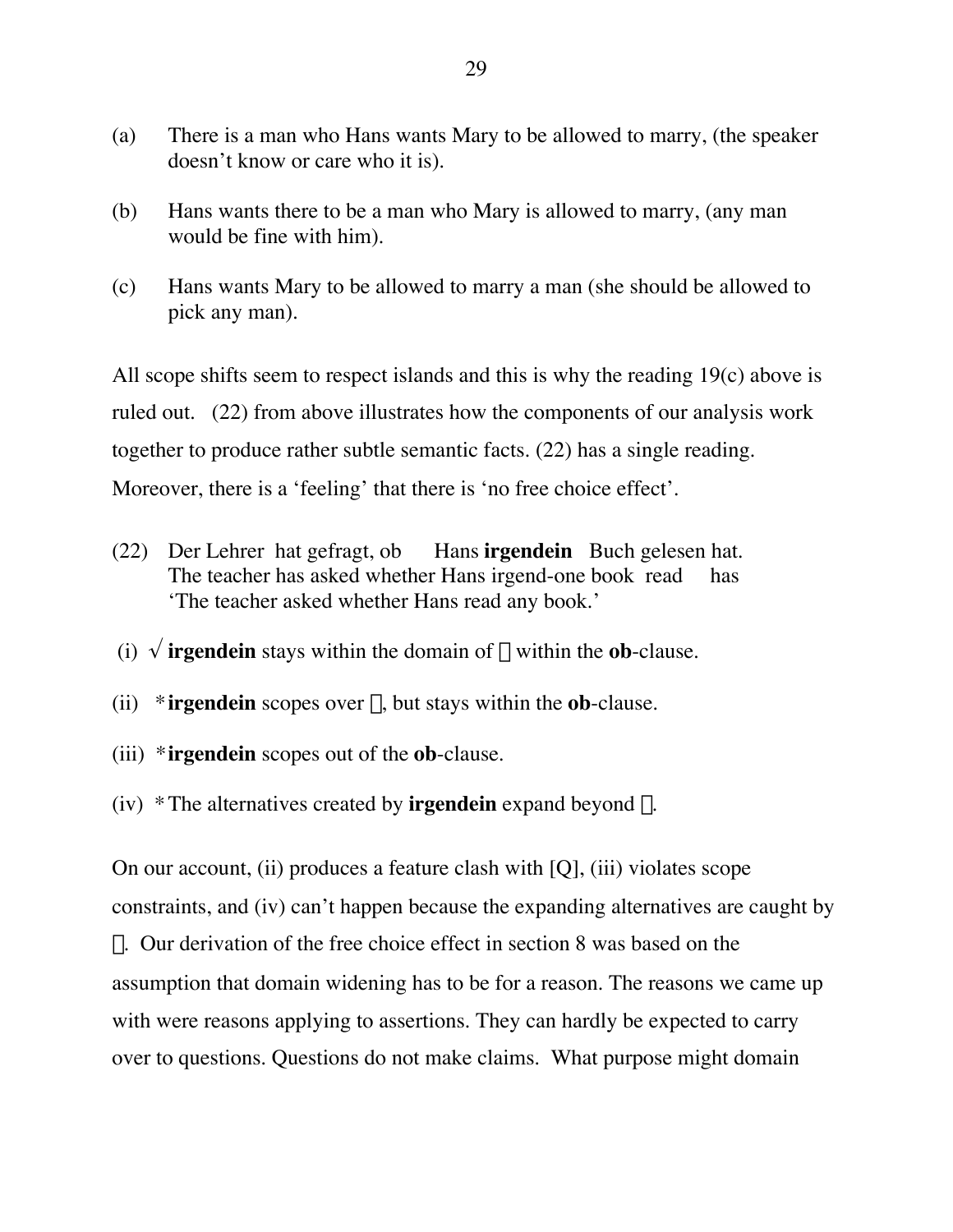(a) There is a man who Hans wants Mary to be allowed to marry, (the speaker doesn't know or care who it is).

(b) Hans wants there to be a man who Mary is allowed to marry, (any man would be fine with him).

(c) Hans wants Mary to be allowed to marry a man (she should be allowed to pick any man).

All scope shifts seem to respect islands and this is why the reading 19(c) above is ruled out. (22) from above illustrates how the components of our analysis work together to produce rather subtle semantic facts. (22) has a single reading. Moreover, there is a 'feeling' that there is 'no free choice effect'.

(22) Der Lehrer hat gefragt, ob Hans **irgendein** Buch gelesen hat.
The teacher has asked whether Hans irgend-one book read has
'The teacher asked whether Hans read any book.'

(i) √ **irgendein** stays within the domain of □ within the **ob**-clause.

(ii) * **irgendein** scopes over □, but stays within the **ob**-clause.

(iii) * **irgendein** scopes out of the **ob**-clause.

(iv) * The alternatives created by **irgendein** expand beyond □.

On our account, (ii) produces a feature clash with [Q], (iii) violates scope constraints, and (iv) can't happen because the expanding alternatives are caught by □. Our derivation of the free choice effect in section 8 was based on the assumption that domain widening has to be for a reason. The reasons we came up with were reasons applying to assertions. They can hardly be expected to carry over to questions. Questions do not make claims. What purpose might domain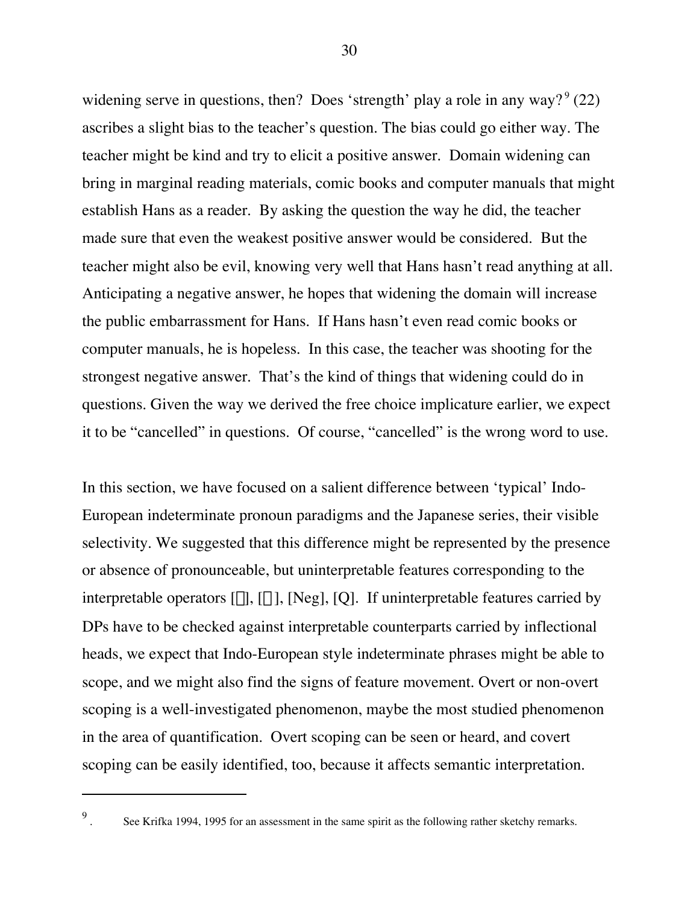widening serve in questions, then? Does 'strength' play a role in any way?[9] (22) ascribes a slight bias to the teacher's question. The bias could go either way. The teacher might be kind and try to elicit a positive answer. Domain widening can bring in marginal reading materials, comic books and computer manuals that might establish Hans as a reader. By asking the question the way he did, the teacher made sure that even the weakest positive answer would be considered. But the teacher might also be evil, knowing very well that Hans hasn't read anything at all. Anticipating a negative answer, he hopes that widening the domain will increase the public embarrassment for Hans. If Hans hasn't even read comic books or computer manuals, he is hopeless. In this case, the teacher was shooting for the strongest negative answer. That's the kind of things that widening could do in questions. Given the way we derived the free choice implicature earlier, we expect it to be "cancelled" in questions. Of course, "cancelled" is the wrong word to use.

In this section, we have focused on a salient difference between 'typical' Indo-European indeterminate pronoun paradigms and the Japanese series, their visible selectivity. We suggested that this difference might be represented by the presence or absence of pronounceable, but uninterpretable features corresponding to the interpretable operators [∃], [∀], [Neg], [Q]. If uninterpretable features carried by DPs have to be checked against interpretable counterparts carried by inflectional heads, we expect that Indo-European style indeterminate phrases might be able to scope, and we might also find the signs of feature movement. Overt or non-overt scoping is a well-investigated phenomenon, maybe the most studied phenomenon in the area of quantification. Overt scoping can be seen or heard, and covert scoping can be easily identified, too, because it affects semantic interpretation.

---

9. See Krifka 1994, 1995 for an assessment in the same spirit as the following rather sketchy remarks.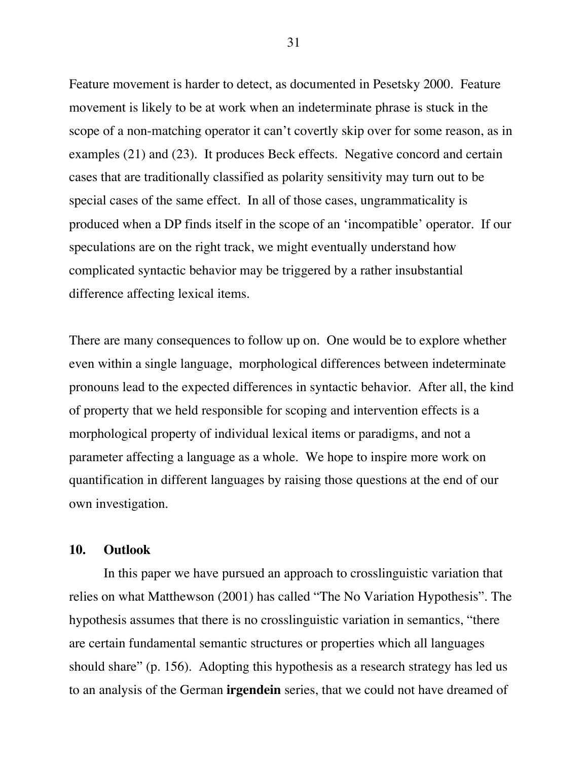Feature movement is harder to detect, as documented in Pesetsky 2000. Feature movement is likely to be at work when an indeterminate phrase is stuck in the scope of a non-matching operator it can't covertly skip over for some reason, as in examples (21) and (23). It produces Beck effects. Negative concord and certain cases that are traditionally classified as polarity sensitivity may turn out to be special cases of the same effect. In all of those cases, ungrammaticality is produced when a DP finds itself in the scope of an 'incompatible' operator. If our speculations are on the right track, we might eventually understand how complicated syntactic behavior may be triggered by a rather insubstantial difference affecting lexical items.

There are many consequences to follow up on. One would be to explore whether even within a single language, morphological differences between indeterminate pronouns lead to the expected differences in syntactic behavior. After all, the kind of property that we held responsible for scoping and intervention effects is a morphological property of individual lexical items or paradigms, and not a parameter affecting a language as a whole. We hope to inspire more work on quantification in different languages by raising those questions at the end of our own investigation.

## 10. Outlook

In this paper we have pursued an approach to crosslinguistic variation that relies on what Matthewson (2001) has called "The No Variation Hypothesis". The hypothesis assumes that there is no crosslinguistic variation in semantics, "there are certain fundamental semantic structures or properties which all languages should share" (p. 156). Adopting this hypothesis as a research strategy has led us to an analysis of the German **irgendein** series, that we could not have dreamed of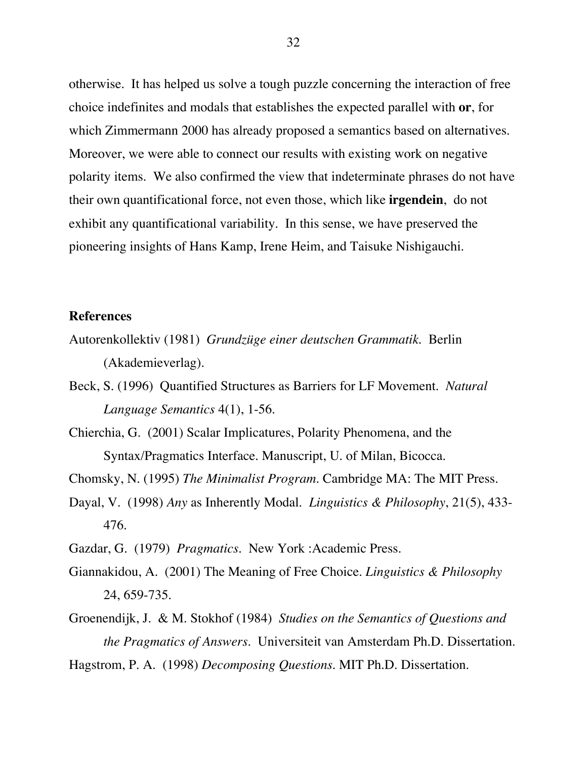otherwise. It has helped us solve a tough puzzle concerning the interaction of free choice indefinites and modals that establishes the expected parallel with **or**, for which Zimmermann 2000 has already proposed a semantics based on alternatives. Moreover, we were able to connect our results with existing work on negative polarity items. We also confirmed the view that indeterminate phrases do not have their own quantificational force, not even those, which like **irgendein**, do not exhibit any quantificational variability. In this sense, we have preserved the pioneering insights of Hans Kamp, Irene Heim, and Taisuke Nishigauchi.

**References**

Autorenkollektiv (1981) *Grundzüge einer deutschen Grammatik.* Berlin (Akademieverlag).

Beck, S. (1996) Quantified Structures as Barriers for LF Movement. *Natural Language Semantics* 4(1), 1-56.

Chierchia, G. (2001) Scalar Implicatures, Polarity Phenomena, and the Syntax/Pragmatics Interface. Manuscript, U. of Milan, Bicocca.

Chomsky, N. (1995) *The Minimalist Program.* Cambridge MA: The MIT Press.

Dayal, V. (1998) *Any* as Inherently Modal. *Linguistics & Philosophy*, 21(5), 433-476.

Gazdar, G. (1979) *Pragmatics.* New York :Academic Press.

Giannakidou, A. (2001) The Meaning of Free Choice. *Linguistics & Philosophy* 24, 659-735.

Groenendijk, J. & M. Stokhof (1984) *Studies on the Semantics of Questions and the Pragmatics of Answers.* Universiteit van Amsterdam Ph.D. Dissertation.

Hagstrom, P. A. (1998) *Decomposing Questions.* MIT Ph.D. Dissertation.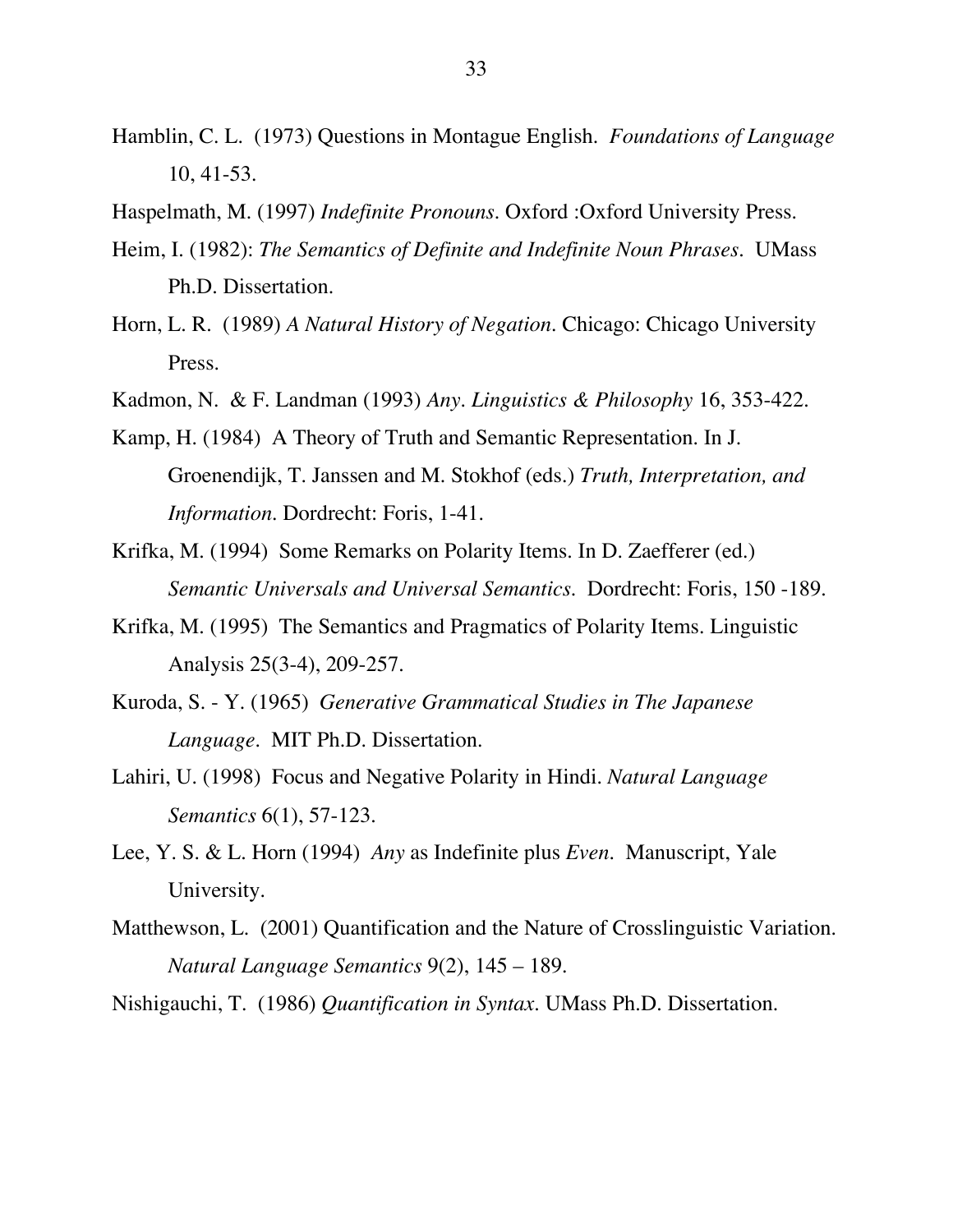Hamblin, C. L. (1973) Questions in Montague English. *Foundations of Language* 10, 41-53.

Haspelmath, M. (1997) *Indefinite Pronouns*. Oxford :Oxford University Press.

Heim, I. (1982): *The Semantics of Definite and Indefinite Noun Phrases*. UMass Ph.D. Dissertation.

Horn, L. R. (1989) *A Natural History of Negation*. Chicago: Chicago University Press.

Kadmon, N. & F. Landman (1993) *Any*. *Linguistics & Philosophy* 16, 353-422.

Kamp, H. (1984) A Theory of Truth and Semantic Representation. In J. Groenendijk, T. Janssen and M. Stokhof (eds.) *Truth, Interpretation, and Information*. Dordrecht: Foris, 1-41.

Krifka, M. (1994) Some Remarks on Polarity Items. In D. Zaefferer (ed.) *Semantic Universals and Universal Semantics*. Dordrecht: Foris, 150 -189.

Krifka, M. (1995) The Semantics and Pragmatics of Polarity Items. Linguistic Analysis 25(3-4), 209-257.

Kuroda, S. - Y. (1965) *Generative Grammatical Studies in The Japanese Language*. MIT Ph.D. Dissertation.

Lahiri, U. (1998) Focus and Negative Polarity in Hindi. *Natural Language Semantics* 6(1), 57-123.

Lee, Y. S. & L. Horn (1994) *Any* as Indefinite plus *Even*. Manuscript, Yale University.

Matthewson, L. (2001) Quantification and the Nature of Crosslinguistic Variation. *Natural Language Semantics* 9(2), 145 – 189.

Nishigauchi, T. (1986) *Quantification in Syntax*. UMass Ph.D. Dissertation.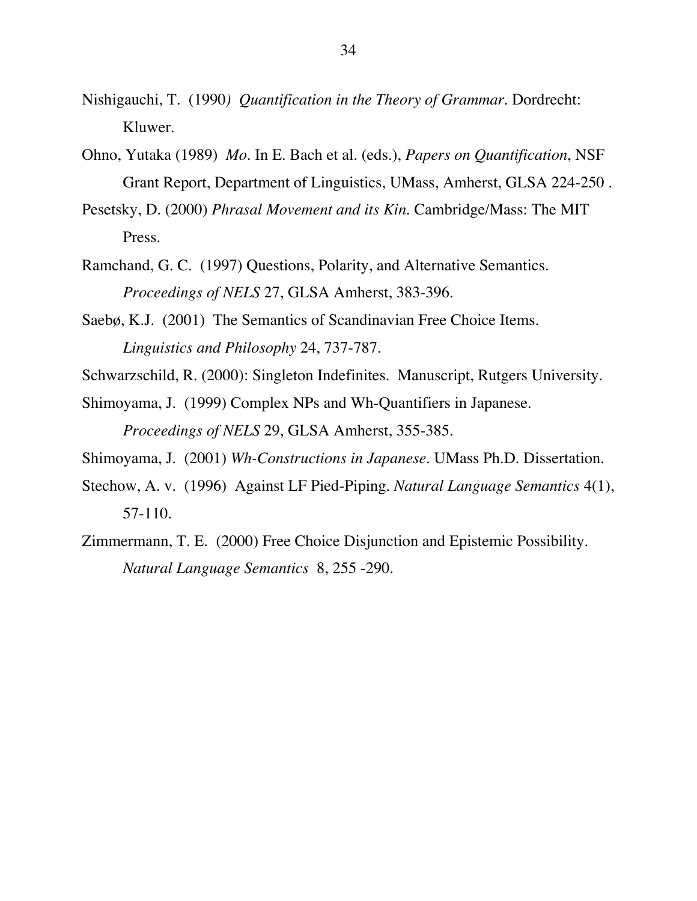Nishigauchi, T. (1990*) Quantification in the Theory of Grammar*. Dordrecht: Kluwer.

Ohno, Yutaka (1989) *Mo*. In E. Bach et al. (eds.), *Papers on Quantification*, NSF Grant Report, Department of Linguistics, UMass, Amherst, GLSA 224-250 .

Pesetsky, D. (2000) *Phrasal Movement and its Kin*. Cambridge/Mass: The MIT Press.

Ramchand, G. C. (1997) Questions, Polarity, and Alternative Semantics. *Proceedings of NELS* 27, GLSA Amherst, 383-396.

Saebø, K.J. (2001) The Semantics of Scandinavian Free Choice Items. *Linguistics and Philosophy* 24, 737-787.

Schwarzschild, R. (2000): Singleton Indefinites. Manuscript, Rutgers University.

Shimoyama, J. (1999) Complex NPs and Wh-Quantifiers in Japanese. *Proceedings of NELS* 29, GLSA Amherst, 355-385.

Shimoyama, J. (2001) *Wh-Constructions in Japanese*. UMass Ph.D. Dissertation.

Stechow, A. v. (1996) Against LF Pied-Piping. *Natural Language Semantics* 4(1), 57-110.

Zimmermann, T. E. (2000) Free Choice Disjunction and Epistemic Possibility. *Natural Language Semantics* 8, 255 -290.